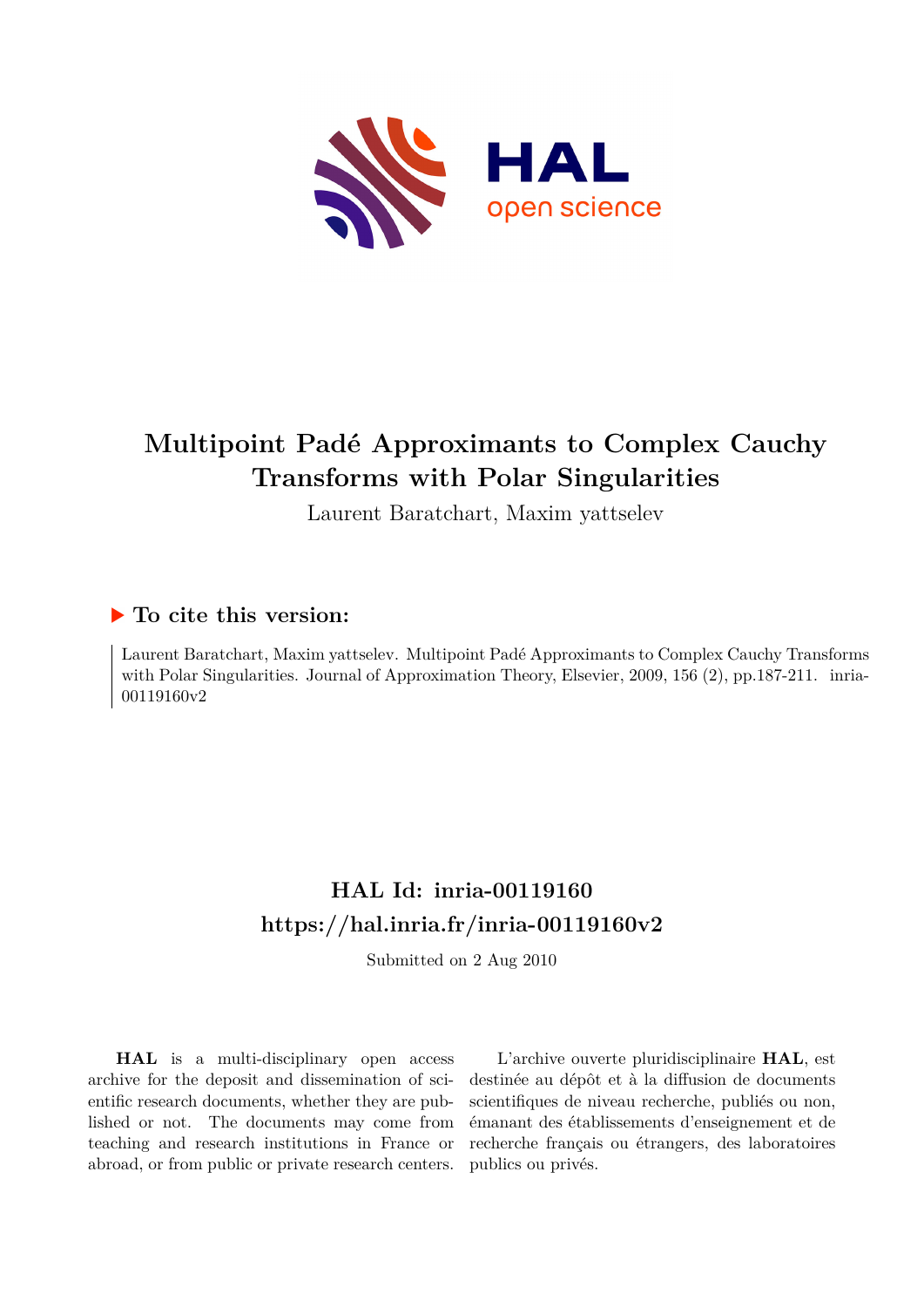# Multipoint Padé Approximants to Complex Cauchy Transforms with Polar Singularities

Laurent Baratchart, Maxim yattselev

## ▶ To cite this version:

Laurent Baratchart, Maxim yattselev. Multipoint Padé Approximants to Complex Cauchy Transforms with Polar Singularities. Journal of Approximation Theory, Elsevier, 2009, 156 (2), pp.187-211. inria-00119160v2

## HAL Id: inria-00119160

## https://hal.inria.fr/inria-00119160v2

Submitted on 2 Aug 2010

**HAL** is a multi-disciplinary open access archive for the deposit and dissemination of scientific research documents, whether they are published or not. The documents may come from teaching and research institutions in France or abroad, or from public or private research centers.

L'archive ouverte pluridisciplinaire **HAL**, est destinée au dépôt et à la diffusion de documents scientifiques de niveau recherche, publiés ou non, émanant des établissements d'enseignement et de recherche français ou étrangers, des laboratoires publics ou privés.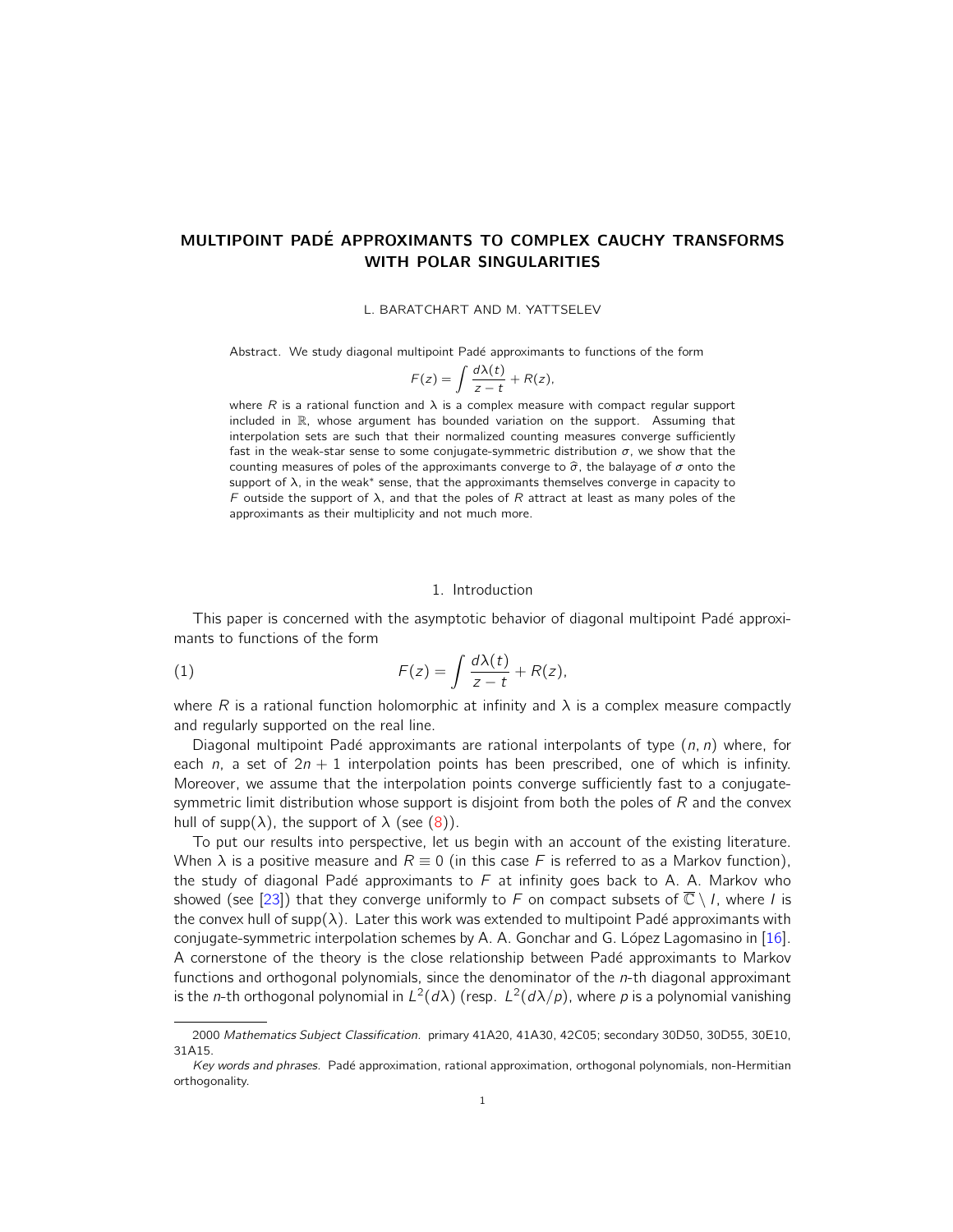# MULTIPOINT PADÉ APPROXIMANTS TO COMPLEX CAUCHY TRANSFORMS WITH POLAR SINGULARITIES

L. BARATCHART AND M. YATTSELEV

Abstract. We study diagonal multipoint Padé approximants to functions of the form

$$F(z) = \int \frac{d\lambda(t)}{z-t} + R(z),$$

where $R$ is a rational function and $\lambda$ is a complex measure with compact regular support included in $\mathbb{R}$, whose argument has bounded variation on the support. Assuming that interpolation sets are such that their normalized counting measures converge sufficiently fast in the weak-star sense to some conjugate-symmetric distribution $\sigma$, we show that the counting measures of poles of the approximants converge to $\widehat{\sigma}$, the balayage of $\sigma$ onto the support of $\lambda$, in the weak* sense, that the approximants themselves converge in capacity to $F$ outside the support of $\lambda$, and that the poles of $R$ attract at least as many poles of the approximants as their multiplicity and not much more.

## 1. Introduction

This paper is concerned with the asymptotic behavior of diagonal multipoint Padé approximants to functions of the form

$$F(z) = \int \frac{d\lambda(t)}{z-t} + R(z), \tag{1}$$

where $R$ is a rational function holomorphic at infinity and $\lambda$ is a complex measure compactly and regularly supported on the real line.

Diagonal multipoint Padé approximants are rational interpolants of type $(n,n)$ where, for each $n$, a set of $2n+1$ interpolation points has been prescribed, one of which is infinity. Moreover, we assume that the interpolation points converge sufficiently fast to a conjugate-symmetric limit distribution whose support is disjoint from both the poles of $R$ and the convex hull of $\mathrm{supp}(\lambda)$, the support of $\lambda$ (see (8)).

To put our results into perspective, let us begin with an account of the existing literature. When $\lambda$ is a positive measure and $R \equiv 0$ (in this case $F$ is referred to as a Markov function), the study of diagonal Padé approximants to $F$ at infinity goes back to A. A. Markov who showed (see [23]) that they converge uniformly to $F$ on compact subsets of $\overline{\mathbb{C}} \setminus I$, where $I$ is the convex hull of $\mathrm{supp}(\lambda)$. Later this work was extended to multipoint Padé approximants with conjugate-symmetric interpolation schemes by A. A. Gonchar and G. López Lagomasino in [16]. A cornerstone of the theory is the close relationship between Padé approximants to Markov functions and orthogonal polynomials, since the denominator of the $n$-th diagonal approximant is the $n$-th orthogonal polynomial in $L^2(d\lambda)$ (resp. $L^2(d\lambda/p)$, where $p$ is a polynomial vanishing

---

2000 *Mathematics Subject Classification.* primary 41A20, 41A30, 42C05; secondary 30D50, 30D55, 30E10, 31A15.

*Key words and phrases.* Padé approximation, rational approximation, orthogonal polynomials, non-Hermitian orthogonality.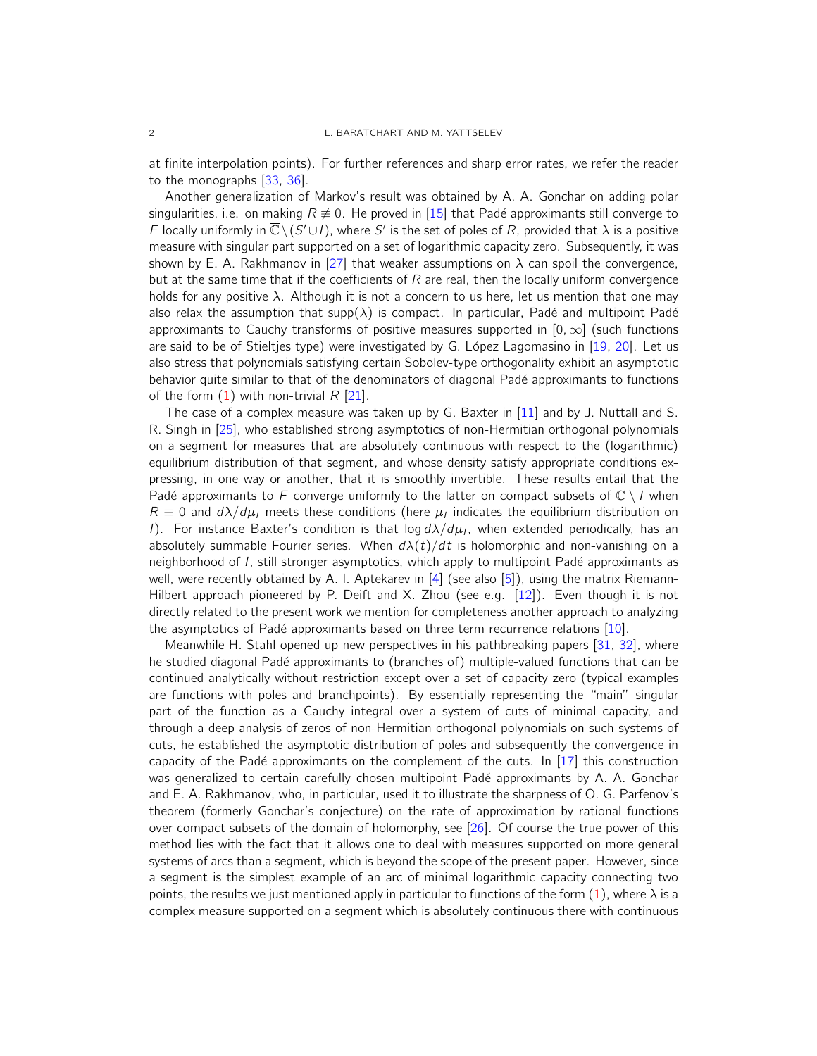at finite interpolation points). For further references and sharp error rates, we refer the reader to the monographs [33, 36].

Another generalization of Markov's result was obtained by A. A. Gonchar on adding polar singularities, i.e. on making $R \not\equiv 0$. He proved in [15] that Padé approximants still converge to $F$ locally uniformly in $\overline{\mathbb{C}} \setminus (S' \cup I)$, where $S'$ is the set of poles of $R$, provided that $\lambda$ is a positive measure with singular part supported on a set of logarithmic capacity zero. Subsequently, it was shown by E. A. Rakhmanov in [27] that weaker assumptions on $\lambda$ can spoil the convergence, but at the same time that if the coefficients of $R$ are real, then the locally uniform convergence holds for any positive $\lambda$. Although it is not a concern to us here, let us mention that one may also relax the assumption that $\text{supp}(\lambda)$ is compact. In particular, Padé and multipoint Padé approximants to Cauchy transforms of positive measures supported in $[0, \infty]$ (such functions are said to be of Stieltjes type) were investigated by G. López Lagomasino in [19, 20]. Let us also stress that polynomials satisfying certain Sobolev-type orthogonality exhibit an asymptotic behavior quite similar to that of the denominators of diagonal Padé approximants to functions of the form (1) with non-trivial $R$ [21].

The case of a complex measure was taken up by G. Baxter in [11] and by J. Nuttall and S. R. Singh in [25], who established strong asymptotics of non-Hermitian orthogonal polynomials on a segment for measures that are absolutely continuous with respect to the (logarithmic) equilibrium distribution of that segment, and whose density satisfy appropriate conditions expressing, in one way or another, that it is smoothly invertible. These results entail that the Padé approximants to $F$ converge uniformly to the latter on compact subsets of $\overline{\mathbb{C}} \setminus I$ when $R \equiv 0$ and $d\lambda/d\mu_I$ meets these conditions (here $\mu_I$ indicates the equilibrium distribution on $I$). For instance Baxter's condition is that $\log d\lambda/d\mu_I$, when extended periodically, has an absolutely summable Fourier series. When $d\lambda(t)/dt$ is holomorphic and non-vanishing on a neighborhood of $I$, still stronger asymptotics, which apply to multipoint Padé approximants as well, were recently obtained by A. I. Aptekarev in [4] (see also [5]), using the matrix Riemann-Hilbert approach pioneered by P. Deift and X. Zhou (see e.g. [12]). Even though it is not directly related to the present work we mention for completeness another approach to analyzing the asymptotics of Padé approximants based on three term recurrence relations [10].

Meanwhile H. Stahl opened up new perspectives in his pathbreaking papers [31, 32], where he studied diagonal Padé approximants to (branches of) multiple-valued functions that can be continued analytically without restriction except over a set of capacity zero (typical examples are functions with poles and branchpoints). By essentially representing the "main" singular part of the function as a Cauchy integral over a system of cuts of minimal capacity, and through a deep analysis of zeros of non-Hermitian orthogonal polynomials on such systems of cuts, he established the asymptotic distribution of poles and subsequently the convergence in capacity of the Padé approximants on the complement of the cuts. In [17] this construction was generalized to certain carefully chosen multipoint Padé approximants by A. A. Gonchar and E. A. Rakhmanov who, in particular, used it to illustrate the sharpness of O. G. Parfenov's theorem (formerly Gonchar's conjecture) on the rate of approximation by rational functions over compact subsets of the domain of holomorphy, see [26]. Of course the true power of this method lies with the fact that it allows one to deal with measures supported on more general systems of arcs than a segment, which is beyond the scope of the present paper. However, since a segment is the simplest example of an arc of minimal logarithmic capacity connecting two points, the results we just mentioned apply in particular to functions of the form (1), where $\lambda$ is a complex measure supported on a segment which is absolutely continuous there with continuous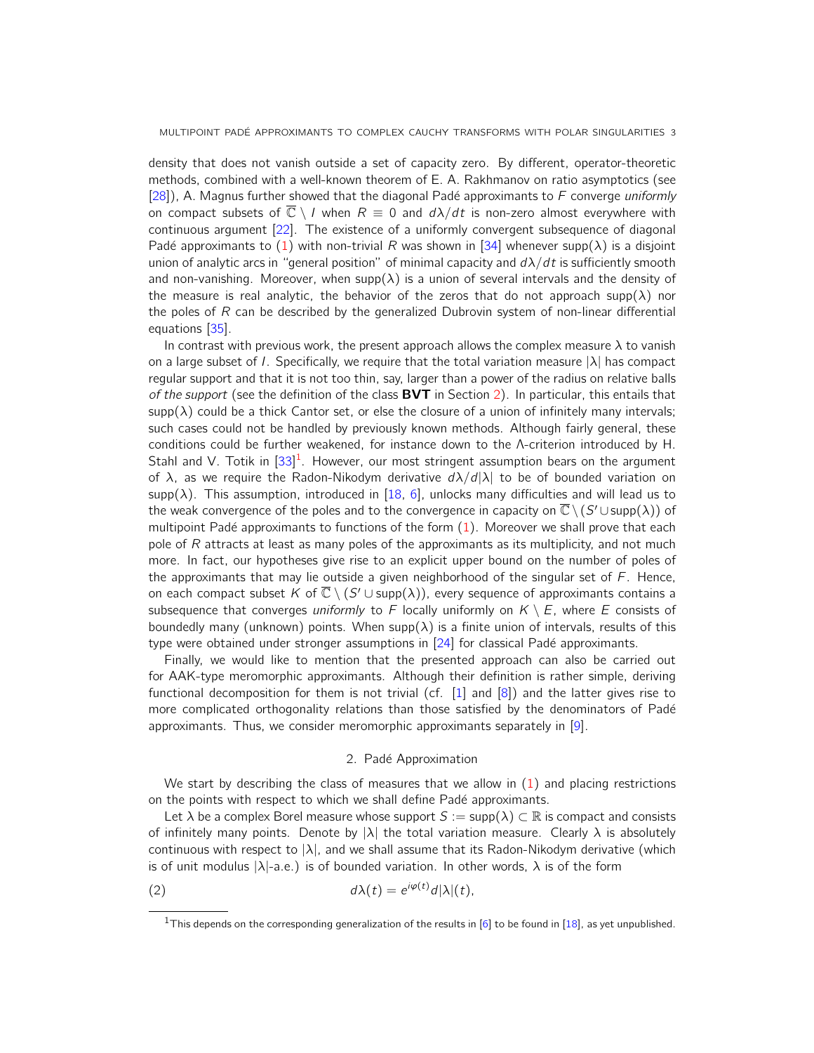density that does not vanish outside a set of capacity zero. By different, operator-theoretic methods, combined with a well-known theorem of E. A. Rakhmanov on ratio asymptotics (see [28]), A. Magnus further showed that the diagonal Padé approximants to $F$ converge *uniformly* on compact subsets of $\overline{\mathbb{C}} \setminus I$ when $R \equiv 0$ and $d\lambda/dt$ is non-zero almost everywhere with continuous argument [22]. The existence of a uniformly convergent subsequence of diagonal Padé approximants to (1) with non-trivial $R$ was shown in [34] whenever $\text{supp}(\lambda)$ is a disjoint union of analytic arcs in "general position" of minimal capacity and $d\lambda/dt$ is sufficiently smooth and non-vanishing. Moreover, when $\text{supp}(\lambda)$ is a union of several intervals and the density of the measure is real analytic, the behavior of the zeros that do not approach $\text{supp}(\lambda)$ nor the poles of $R$ can be described by the generalized Dubrovin system of non-linear differential equations [35].

In contrast with previous work, the present approach allows the complex measure $\lambda$ to vanish on a large subset of $I$. Specifically, we require that the total variation measure $|\lambda|$ has compact regular support and that it is not too thin, say, larger than a power of the radius on relative balls *of the support* (see the definition of the class **BVT** in Section 2). In particular, this entails that $\text{supp}(\lambda)$ could be a thick Cantor set, or else the closure of a union of infinitely many intervals; such cases could not be handled by previously known methods. Although fairly general, these conditions could be further weakened, for instance down to the $\Lambda$-criterion introduced by H. Stahl and V. Totik in [33][1]. However, our most stringent assumption bears on the argument of $\lambda$, as we require the Radon-Nikodym derivative $d\lambda/d|\lambda|$ to be of bounded variation on $\text{supp}(\lambda)$. This assumption, introduced in [18, 6], unlocks many difficulties and will lead us to the weak convergence of the poles and to the convergence in capacity on $\overline{\mathbb{C}} \setminus (S' \cup \text{supp}(\lambda))$ of multipoint Padé approximants to functions of the form (1). Moreover we shall prove that each pole of $R$ attracts at least as many poles of the approximants as its multiplicity, and not much more. In fact, our hypotheses give rise to an explicit upper bound on the number of poles of the approximants that may lie outside a given neighborhood of the singular set of $F$. Hence, on each compact subset $K$ of $\overline{\mathbb{C}} \setminus (S' \cup \text{supp}(\lambda))$, every sequence of approximants contains a subsequence that converges *uniformly* to $F$ locally uniformly on $K \setminus E$, where $E$ consists of boundedly many (unknown) points. When $\text{supp}(\lambda)$ is a finite union of intervals, results of this type were obtained under stronger assumptions in [24] for classical Padé approximants.

Finally, we would like to mention that the presented approach can also be carried out for AAK-type meromorphic approximants. Although their definition is rather simple, deriving functional decomposition for them is not trivial (cf. [1] and [8]) and the latter gives rise to more complicated orthogonality relations than those satisfied by the denominators of Padé approximants. Thus, we consider meromorphic approximants separately in [9].

## 2. Padé Approximation

We start by describing the class of measures that we allow in (1) and placing restrictions on the points with respect to which we shall define Padé approximants.

Let $\lambda$ be a complex Borel measure whose support $S := \text{supp}(\lambda) \subset \mathbb{R}$ is compact and consists of infinitely many points. Denote by $|\lambda|$ the total variation measure. Clearly $\lambda$ is absolutely continuous with respect to $|\lambda|$, and we shall assume that its Radon-Nikodym derivative (which is of unit modulus $|\lambda|$-a.e.) is of bounded variation. In other words, $\lambda$ is of the form

$$d\lambda(t) = e^{i\varphi(t)} d|\lambda|(t), \tag{2}$$

[1] This depends on the corresponding generalization of the results in [6] to be found in [18], as yet unpublished.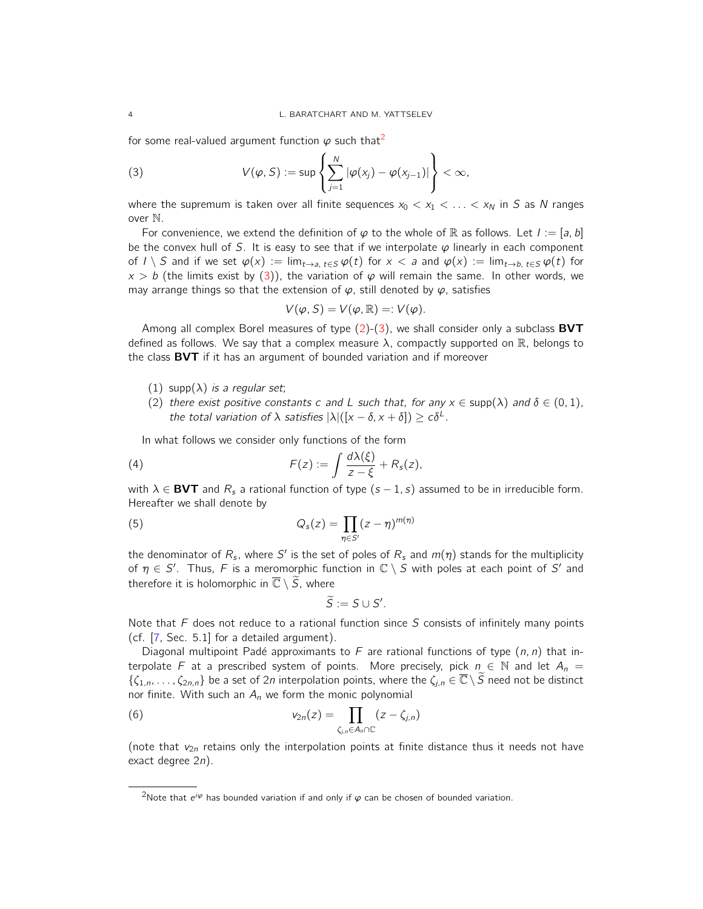for some real-valued argument function $\varphi$ such that[2]

$$V(\varphi, S) := \sup \left\{ \sum_{j=1}^{N} |\varphi(x_j) - \varphi(x_{j-1})| \right\} < \infty, \tag{3}$$

where the supremum is taken over all finite sequences $x_0 < x_1 < \ldots < x_N$ in $S$ as $N$ ranges over $\mathbb{N}$.

For convenience, we extend the definition of $\varphi$ to the whole of $\mathbb{R}$ as follows. Let $I := [a, b]$ be the convex hull of $S$. It is easy to see that if we interpolate $\varphi$ linearly in each component of $I \setminus S$ and if we set $\varphi(x) := \lim_{t \to a,\, t \in S} \varphi(t)$ for $x < a$ and $\varphi(x) := \lim_{t \to b,\, t \in S} \varphi(t)$ for $x > b$ (the limits exist by (3)), the variation of $\varphi$ will remain the same. In other words, we may arrange things so that the extension of $\varphi$, still denoted by $\varphi$, satisfies

$$V(\varphi, S) = V(\varphi, \mathbb{R}) =: V(\varphi).$$

Among all complex Borel measures of type (2)-(3), we shall consider only a subclass **BVT** defined as follows. We say that a complex measure $\lambda$, compactly supported on $\mathbb{R}$, belongs to the class **BVT** if it has an argument of bounded variation and if moreover

1. $\mathrm{supp}(\lambda)$ *is a regular set*;
2. *there exist positive constants* $c$ *and* $L$ *such that, for any* $x \in \mathrm{supp}(\lambda)$ *and* $\delta \in (0, 1)$*, the total variation of* $\lambda$ *satisfies* $|\lambda|([x - \delta, x + \delta]) \geq c\delta^L$.

In what follows we consider only functions of the form

$$F(z) := \int \frac{d\lambda(\xi)}{z - \xi} + R_s(z), \tag{4}$$

with $\lambda \in$ **BVT** and $R_s$ a rational function of type $(s-1, s)$ assumed to be in irreducible form. Hereafter we shall denote by

$$Q_s(z) = \prod_{\eta \in S'} (z - \eta)^{m(\eta)} \tag{5}$$

the denominator of $R_s$, where $S'$ is the set of poles of $R_s$ and $m(\eta)$ stands for the multiplicity of $\eta \in S'$. Thus, $F$ is a meromorphic function in $\mathbb{C} \setminus S$ with poles at each point of $S'$ and therefore it is holomorphic in $\overline{\mathbb{C}} \setminus \widetilde{S}$, where

$$\widetilde{S} := S \cup S'.$$

Note that $F$ does not reduce to a rational function since $S$ consists of infinitely many points (cf. [7, Sec. 5.1] for a detailed argument).

Diagonal multipoint Padé approximants to $F$ are rational functions of type $(n, n)$ that interpolate $F$ at a prescribed system of points. More precisely, pick $n \in \mathbb{N}$ and let $A_n = \{\zeta_{1,n}, \ldots, \zeta_{2n,n}\}$ be a set of $2n$ interpolation points, where the $\zeta_{j,n} \in \overline{\mathbb{C}} \setminus \widetilde{S}$ need not be distinct nor finite. With such an $A_n$ we form the monic polynomial

$$v_{2n}(z) = \prod_{\zeta_{j,n} \in A_n \cap \mathbb{C}} (z - \zeta_{j,n}) \tag{6}$$

(note that $v_{2n}$ retains only the interpolation points at finite distance thus it needs not have exact degree $2n$).

[2]Note that $e^{i\varphi}$ has bounded variation if and only if $\varphi$ can be chosen of bounded variation.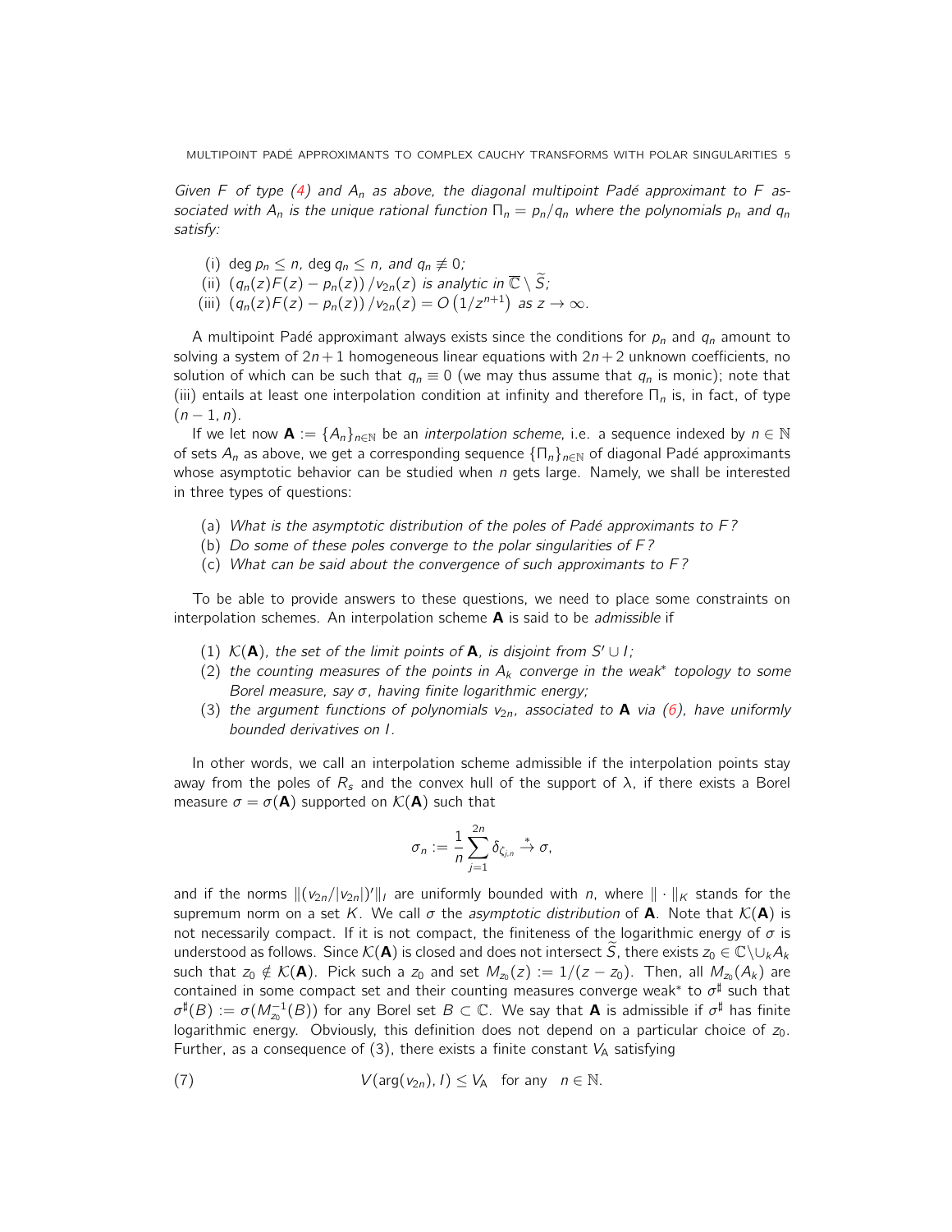*Given $F$ of type (4) and $A_n$ as above, the diagonal multipoint Padé approximant to $F$ associated with $A_n$ is the unique rational function $\Pi_n = p_n/q_n$ where the polynomials $p_n$ and $q_n$ satisfy:*

(i) $\deg p_n \leq n$, $\deg q_n \leq n$, and $q_n \not\equiv 0$;
(ii) $(q_n(z)F(z) - p_n(z))/v_{2n}(z)$ is analytic in $\overline{\mathbb{C}} \setminus \widetilde{S}$;
(iii) $(q_n(z)F(z) - p_n(z))/v_{2n}(z) = O\left(1/z^{n+1}\right)$ as $z \to \infty$.

A multipoint Padé approximant always exists since the conditions for $p_n$ and $q_n$ amount to solving a system of $2n+1$ homogeneous linear equations with $2n+2$ unknown coefficients, no solution of which can be such that $q_n \equiv 0$ (we may thus assume that $q_n$ is monic); note that (iii) entails at least one interpolation condition at infinity and therefore $\Pi_n$ is, in fact, of type $(n-1, n)$.

If we let now $\mathbf{A} := \{A_n\}_{n\in\mathbb{N}}$ be an *interpolation scheme*, i.e. a sequence indexed by $n \in \mathbb{N}$ of sets $A_n$ as above, we get a corresponding sequence $\{\Pi_n\}_{n\in\mathbb{N}}$ of diagonal Padé approximants whose asymptotic behavior can be studied when $n$ gets large. Namely, we shall be interested in three types of questions:

(a) *What is the asymptotic distribution of the poles of Padé approximants to $F$?*
(b) *Do some of these poles converge to the polar singularities of $F$?*
(c) *What can be said about the convergence of such approximants to $F$?*

To be able to provide answers to these questions, we need to place some constraints on interpolation schemes. An interpolation scheme $\mathbf{A}$ is said to be *admissible* if

(1) *$\mathcal{K}(\mathbf{A})$, the set of the limit points of $\mathbf{A}$, is disjoint from $S' \cup I$;*
(2) *the counting measures of the points in $A_k$ converge in the weak$^*$ topology to some Borel measure, say $\sigma$, having finite logarithmic energy;*
(3) *the argument functions of polynomials $v_{2n}$, associated to $\mathbf{A}$ via (6), have uniformly bounded derivatives on $I$.*

In other words, we call an interpolation scheme admissible if the interpolation points stay away from the poles of $R_s$ and the convex hull of the support of $\lambda$, if there exists a Borel measure $\sigma = \sigma(\mathbf{A})$ supported on $\mathcal{K}(\mathbf{A})$ such that

$$\sigma_n := \frac{1}{n}\sum_{j=1}^{2n}\delta_{\zeta_{j,n}} \xrightarrow{*} \sigma,$$

and if the norms $\|(v_{2n}/|v_{2n}|)'\|_I$ are uniformly bounded with $n$, where $\|\cdot\|_K$ stands for the supremum norm on a set $K$. We call $\sigma$ the *asymptotic distribution* of $\mathbf{A}$. Note that $\mathcal{K}(\mathbf{A})$ is not necessarily compact. If it is not compact, the finiteness of the logarithmic energy of $\sigma$ is understood as follows. Since $\mathcal{K}(\mathbf{A})$ is closed and does not intersect $\widetilde{S}$, there exists $z_0 \in \mathbb{C}\setminus\cup_k A_k$ such that $z_0 \notin \mathcal{K}(\mathbf{A})$. Pick such a $z_0$ and set $M_{z_0}(z) := 1/(z-z_0)$. Then, all $M_{z_0}(A_k)$ are contained in some compact set and their counting measures converge weak$^*$ to $\sigma^\sharp$ such that $\sigma^\sharp(B) := \sigma(M_{z_0}^{-1}(B))$ for any Borel set $B \subset \mathbb{C}$. We say that $\mathbf{A}$ is admissible if $\sigma^\sharp$ has finite logarithmic energy. Obviously, this definition does not depend on a particular choice of $z_0$. Further, as a consequence of (3), there exists a finite constant $V_{\mathsf{A}}$ satisfying

$$V(\arg(v_{2n}), I) \leq V_{\mathsf{A}} \quad \text{for any} \quad n \in \mathbb{N}. \tag{7}$$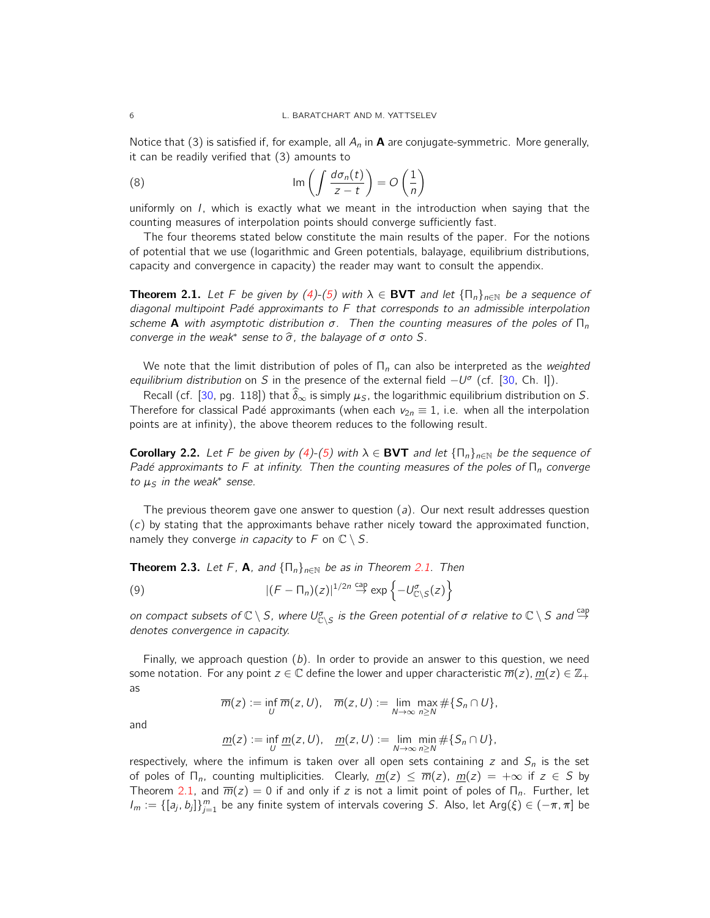Notice that (3) is satisfied if, for example, all $A_n$ in $\mathbf{A}$ are conjugate-symmetric. More generally, it can be readily verified that (3) amounts to

$$\operatorname{Im}\left(\int \frac{d\sigma_n(t)}{z-t}\right) = O\left(\frac{1}{n}\right) \tag{8}$$

uniformly on $I$, which is exactly what we meant in the introduction when saying that the counting measures of interpolation points should converge sufficiently fast.

The four theorems stated below constitute the main results of the paper. For the notions of potential that we use (logarithmic and Green potentials, balayage, equilibrium distributions, capacity and convergence in capacity) the reader may want to consult the appendix.

**Theorem 2.1.** *Let $F$ be given by (4)-(5) with $\lambda \in \mathbf{BVT}$ and let $\{\Pi_n\}_{n\in\mathbb{N}}$ be a sequence of diagonal multipoint Padé approximants to $F$ that corresponds to an admissible interpolation scheme $\mathbf{A}$ with asymptotic distribution $\sigma$. Then the counting measures of the poles of $\Pi_n$ converge in the weak$^*$ sense to $\widehat{\sigma}$, the balayage of $\sigma$ onto $S$.*

We note that the limit distribution of poles of $\Pi_n$ can also be interpreted as the *weighted equilibrium distribution* on $S$ in the presence of the external field $-U^\sigma$ (cf. [30, Ch. I]).

Recall (cf. [30, pg. 118]) that $\widehat{\delta}_\infty$ is simply $\mu_S$, the logarithmic equilibrium distribution on $S$. Therefore for classical Padé approximants (when each $v_{2n} \equiv 1$, i.e. when all the interpolation points are at infinity), the above theorem reduces to the following result.

**Corollary 2.2.** *Let $F$ be given by (4)-(5) with $\lambda \in \mathbf{BVT}$ and let $\{\Pi_n\}_{n\in\mathbb{N}}$ be the sequence of Padé approximants to $F$ at infinity. Then the counting measures of the poles of $\Pi_n$ converge to $\mu_S$ in the weak$^*$ sense.*

The previous theorem gave one answer to question $(a)$. Our next result addresses question $(c)$ by stating that the approximants behave rather nicely toward the approximated function, namely they converge *in capacity* to $F$ on $\mathbb{C} \setminus S$.

**Theorem 2.3.** *Let $F$, $\mathbf{A}$, and $\{\Pi_n\}_{n\in\mathbb{N}}$ be as in Theorem 2.1. Then*

$$|(F-\Pi_n)(z)|^{1/2n} \overset{\text{cap}}{\to} \exp\left\{-U^\sigma_{\mathbb{C}\setminus S}(z)\right\} \tag{9}$$

*on compact subsets of $\mathbb{C} \setminus S$, where $U^\sigma_{\mathbb{C}\setminus S}$ is the Green potential of $\sigma$ relative to $\mathbb{C} \setminus S$ and $\overset{\text{cap}}{\to}$ denotes convergence in capacity.*

Finally, we approach question $(b)$. In order to provide an answer to this question, we need some notation. For any point $z \in \mathbb{C}$ define the lower and upper characteristic $\overline{m}(z), \underline{m}(z) \in \mathbb{Z}_+$ as

$$\overline{m}(z) := \inf_U \overline{m}(z,U), \quad \overline{m}(z,U) := \lim_{N\to\infty} \max_{n\geq N} \#\{S_n \cap U\},$$

and

$$\underline{m}(z) := \inf_U \underline{m}(z,U), \quad \underline{m}(z,U) := \lim_{N\to\infty} \min_{n\geq N} \#\{S_n \cap U\},$$

respectively, where the infimum is taken over all open sets containing $z$ and $S_n$ is the set of poles of $\Pi_n$, counting multiplicities. Clearly, $\underline{m}(z) \leq \overline{m}(z)$, $\underline{m}(z) = +\infty$ if $z \in S$ by Theorem 2.1, and $\overline{m}(z) = 0$ if and only if $z$ is not a limit point of poles of $\Pi_n$. Further, let $I_m := \{[a_j, b_j]\}_{j=1}^m$ be any finite system of intervals covering $S$. Also, let $\operatorname{Arg}(\xi) \in (-\pi, \pi]$ be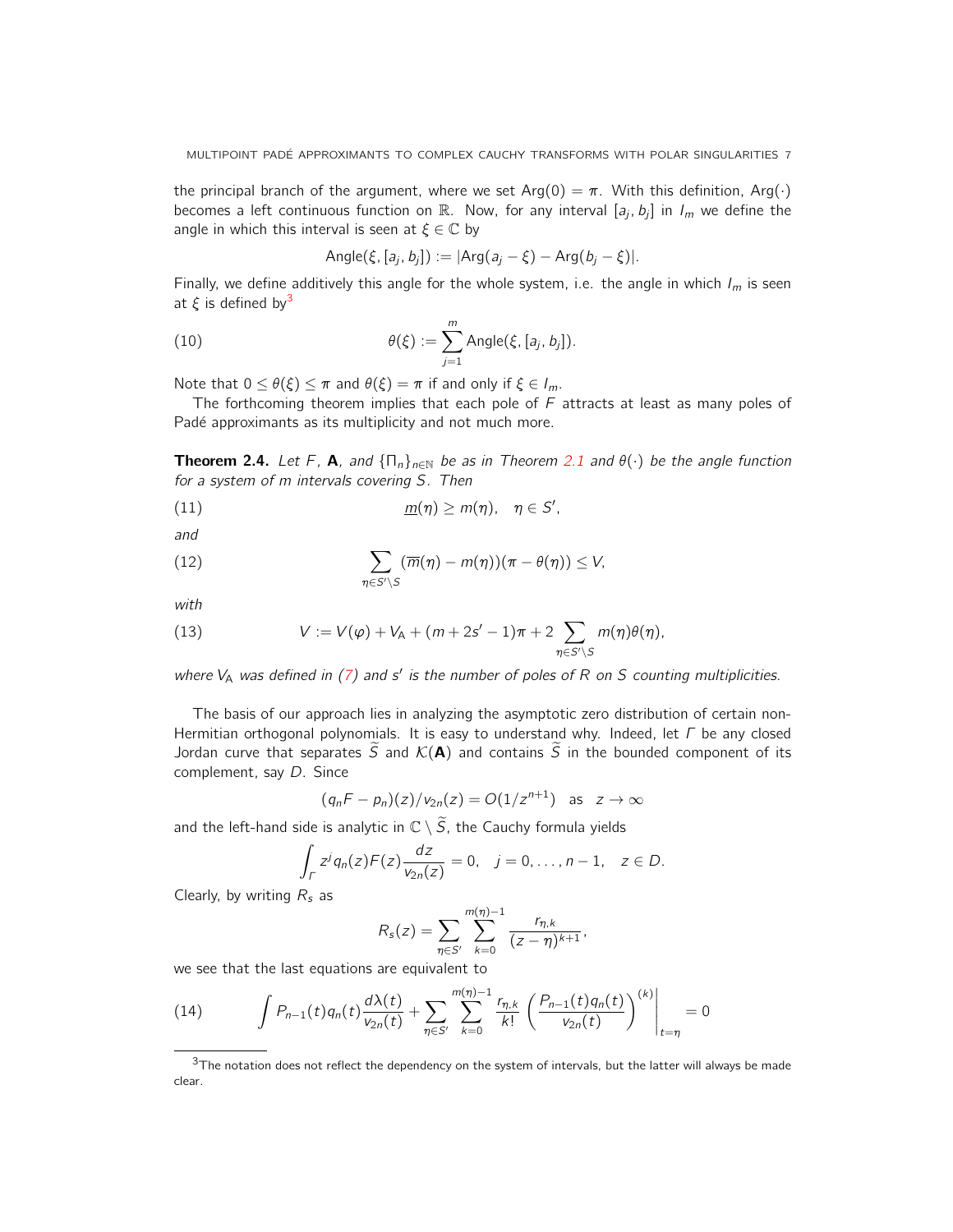the principal branch of the argument, where we set $\mathrm{Arg}(0) = \pi$. With this definition, $\mathrm{Arg}(\cdot)$ becomes a left continuous function on $\mathbb{R}$. Now, for any interval $[a_j, b_j]$ in $I_m$ we define the angle in which this interval is seen at $\xi \in \mathbb{C}$ by

$$\mathrm{Angle}(\xi, [a_j, b_j]) := |\mathrm{Arg}(a_j - \xi) - \mathrm{Arg}(b_j - \xi)|.$$

Finally, we define additively this angle for the whole system, i.e. the angle in which $I_m$ is seen at $\xi$ is defined by[3]

$$\theta(\xi) := \sum_{j=1}^{m} \mathrm{Angle}(\xi, [a_j, b_j]). \tag{10}$$

Note that $0 \leq \theta(\xi) \leq \pi$ and $\theta(\xi) = \pi$ if and only if $\xi \in I_m$.

The forthcoming theorem implies that each pole of $F$ attracts at least as many poles of Padé approximants as its multiplicity and not much more.

**Theorem 2.4.** *Let $F$, $\mathbf{A}$, and $\{\Pi_n\}_{n\in\mathbb{N}}$ be as in Theorem 2.1 and $\theta(\cdot)$ be the angle function for a system of $m$ intervals covering $S$. Then*

$$\underline{m}(\eta) \geq m(\eta), \quad \eta \in S', \tag{11}$$

*and*

$$\sum_{\eta \in S' \setminus S} (\overline{m}(\eta) - m(\eta))(\pi - \theta(\eta)) \leq V, \tag{12}$$

*with*

$$V := V(\varphi) + V_{\mathsf{A}} + (m + 2s' - 1)\pi + 2 \sum_{\eta \in S' \setminus S} m(\eta)\theta(\eta), \tag{13}$$

*where $V_{\mathsf{A}}$ was defined in (7) and $s'$ is the number of poles of $R$ on $S$ counting multiplicities.*

The basis of our approach lies in analyzing the asymptotic zero distribution of certain non-Hermitian orthogonal polynomials. It is easy to understand why. Indeed, let $\Gamma$ be any closed Jordan curve that separates $\widetilde{S}$ and $\mathcal{K}(\mathbf{A})$ and contains $\widetilde{S}$ in the bounded component of its complement, say $D$. Since

$$(q_n F - p_n)(z)/v_{2n}(z) = O(1/z^{n+1}) \quad \text{as} \quad z \to \infty$$

and the left-hand side is analytic in $\mathbb{C} \setminus \widetilde{S}$, the Cauchy formula yields

$$\int_\Gamma z^j q_n(z) F(z) \frac{dz}{v_{2n}(z)} = 0, \quad j = 0, \ldots, n-1, \quad z \in D.$$

Clearly, by writing $R_s$ as

$$R_s(z) = \sum_{\eta \in S'} \sum_{k=0}^{m(\eta)-1} \frac{r_{\eta,k}}{(z-\eta)^{k+1}},$$

we see that the last equations are equivalent to

$$\int P_{n-1}(t) q_n(t) \frac{d\lambda(t)}{v_{2n}(t)} + \sum_{\eta \in S'} \sum_{k=0}^{m(\eta)-1} \frac{r_{\eta,k}}{k!} \left( \frac{P_{n-1}(t) q_n(t)}{v_{2n}(t)} \right)^{(k)} \Bigg|_{t=\eta} = 0 \tag{14}$$

[3] The notation does not reflect the dependency on the system of intervals, but the latter will always be made clear.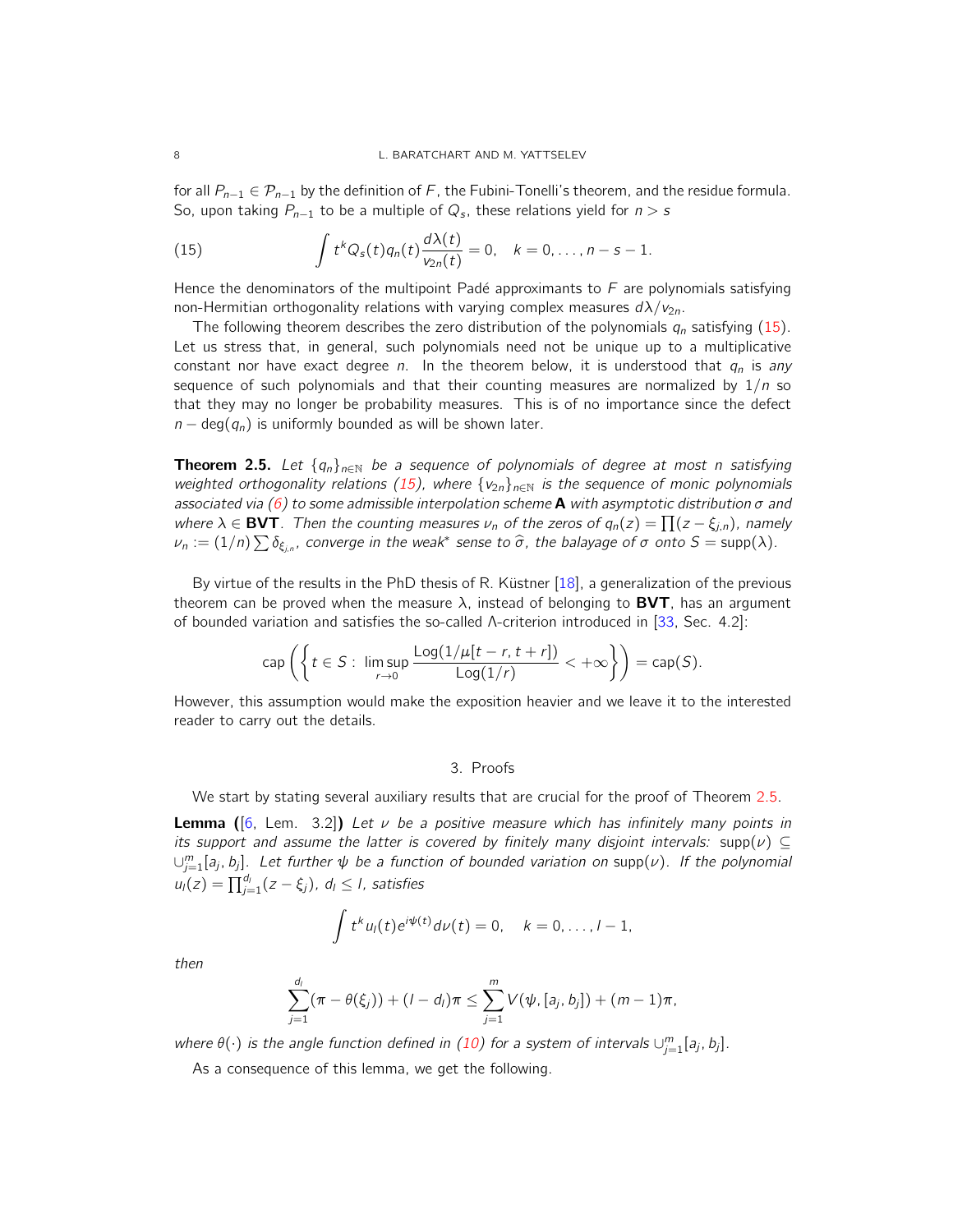for all $P_{n-1} \in \mathcal{P}_{n-1}$ by the definition of $F$, the Fubini-Tonelli's theorem, and the residue formula. So, upon taking $P_{n-1}$ to be a multiple of $Q_s$, these relations yield for $n > s$

$$\int t^k Q_s(t) q_n(t) \frac{d\lambda(t)}{v_{2n}(t)} = 0, \quad k = 0, \dots, n-s-1. \tag{15}$$

Hence the denominators of the multipoint Padé approximants to $F$ are polynomials satisfying non-Hermitian orthogonality relations with varying complex measures $d\lambda/v_{2n}$.

The following theorem describes the zero distribution of the polynomials $q_n$ satisfying (15). Let us stress that, in general, such polynomials need not be unique up to a multiplicative constant nor have exact degree $n$. In the theorem below, it is understood that $q_n$ is *any* sequence of such polynomials and that their counting measures are normalized by $1/n$ so that they may no longer be probability measures. This is of no importance since the defect $n - \deg(q_n)$ is uniformly bounded as will be shown later.

**Theorem 2.5.** *Let $\{q_n\}_{n\in\mathbb{N}}$ be a sequence of polynomials of degree at most $n$ satisfying weighted orthogonality relations (15), where $\{v_{2n}\}_{n\in\mathbb{N}}$ is the sequence of monic polynomials associated via (6) to some admissible interpolation scheme $\mathbf{A}$ with asymptotic distribution $\sigma$ and where $\lambda \in$ **BVT**. Then the counting measures $\nu_n$ of the zeros of $q_n(z) = \prod(z - \xi_{j,n})$, namely $\nu_n := (1/n)\sum \delta_{\xi_{j,n}}$, converge in the weak\* sense to $\widehat{\sigma}$, the balayage of $\sigma$ onto $S = \operatorname{supp}(\lambda)$.*

By virtue of the results in the PhD thesis of R. Küstner [18], a generalization of the previous theorem can be proved when the measure $\lambda$, instead of belonging to **BVT**, has an argument of bounded variation and satisfies the so-called $\Lambda$-criterion introduced in [33, Sec. 4.2]:

$$\operatorname{cap}\left(\left\{t \in S : \limsup_{r\to 0} \frac{\operatorname{Log}(1/\mu[t-r, t+r])}{\operatorname{Log}(1/r)} < +\infty\right\}\right) = \operatorname{cap}(S).$$

However, this assumption would make the exposition heavier and we leave it to the interested reader to carry out the details.

## 3. Proofs

We start by stating several auxiliary results that are crucial for the proof of Theorem 2.5.

**Lemma ([6, Lem. 3.2])** *Let $\nu$ be a positive measure which has infinitely many points in its support and assume the latter is covered by finitely many disjoint intervals: $\operatorname{supp}(\nu) \subseteq \cup_{j=1}^m [a_j, b_j]$. Let further $\psi$ be a function of bounded variation on $\operatorname{supp}(\nu)$. If the polynomial $u_l(z) = \prod_{j=1}^{d_l}(z - \xi_j)$, $d_l \leq l$, satisfies*

$$\int t^k u_l(t) e^{i\psi(t)} d\nu(t) = 0, \quad k = 0, \dots, l-1,$$

*then*

$$\sum_{j=1}^{d_l} (\pi - \theta(\xi_j)) + (l - d_l)\pi \leq \sum_{j=1}^{m} V(\psi, [a_j, b_j]) + (m-1)\pi,$$

*where $\theta(\cdot)$ is the angle function defined in (10) for a system of intervals $\cup_{j=1}^m [a_j, b_j]$.*

As a consequence of this lemma, we get the following.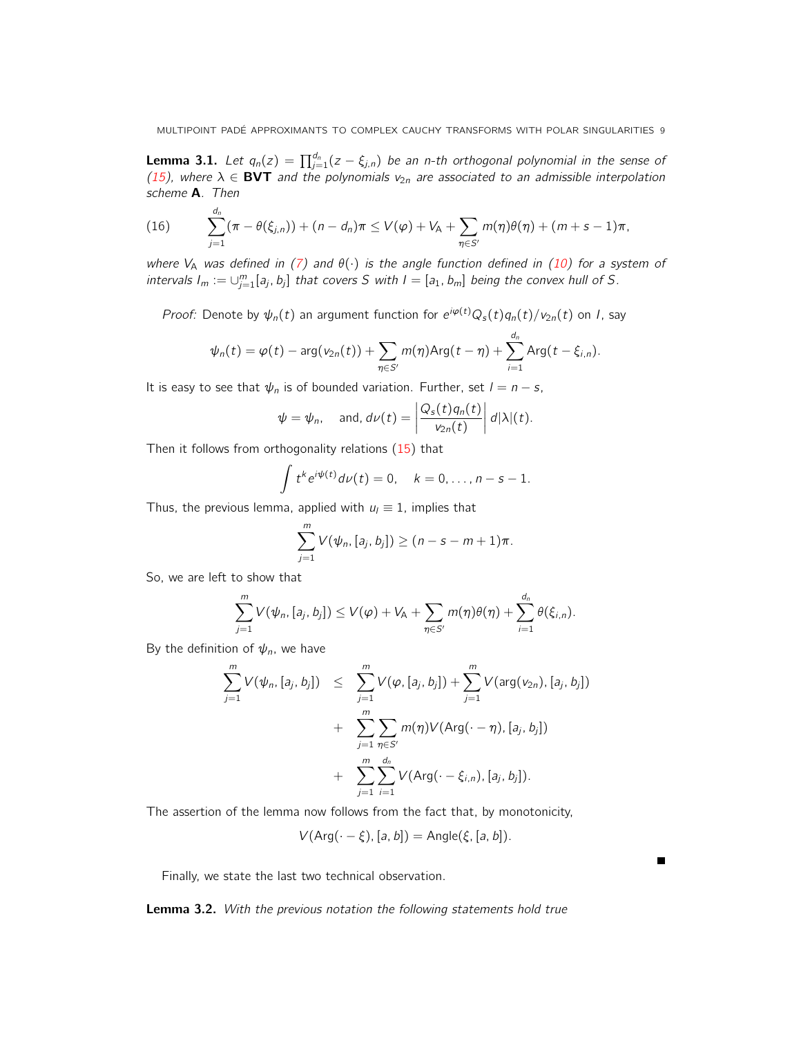**Lemma 3.1.** *Let $q_n(z) = \prod_{j=1}^{d_n}(z - \xi_{j,n})$ be an $n$-th orthogonal polynomial in the sense of (15), where $\lambda \in$ **BVT** and the polynomials $v_{2n}$ are associated to an admissible interpolation scheme* **A***. Then*

$$\sum_{j=1}^{d_n}(\pi - \theta(\xi_{j,n})) + (n - d_n)\pi \le V(\varphi) + V_{\mathbf{A}} + \sum_{\eta \in S'} m(\eta)\theta(\eta) + (m + s - 1)\pi, \tag{16}$$

*where $V_{\mathbf{A}}$ was defined in (7) and $\theta(\cdot)$ is the angle function defined in (10) for a system of intervals $I_m := \cup_{j=1}^m [a_j, b_j]$ that covers $S$ with $I = [a_1, b_m]$ being the convex hull of $S$.*

*Proof:* Denote by $\psi_n(t)$ an argument function for $e^{i\varphi(t)}Q_s(t)q_n(t)/v_{2n}(t)$ on $I$, say

$$\psi_n(t) = \varphi(t) - \arg(v_{2n}(t)) + \sum_{\eta \in S'} m(\eta)\mathrm{Arg}(t - \eta) + \sum_{i=1}^{d_n} \mathrm{Arg}(t - \xi_{i,n}).$$

It is easy to see that $\psi_n$ is of bounded variation. Further, set $l = n - s$,

$$\psi = \psi_n, \quad \text{and, } d\nu(t) = \left|\frac{Q_s(t)q_n(t)}{v_{2n}(t)}\right| d|\lambda|(t).$$

Then it follows from orthogonality relations (15) that

$$\int t^k e^{i\psi(t)} d\nu(t) = 0, \quad k = 0, \ldots, n - s - 1.$$

Thus, the previous lemma, applied with $u_l \equiv 1$, implies that

$$\sum_{j=1}^{m} V(\psi_n, [a_j, b_j]) \ge (n - s - m + 1)\pi.$$

So, we are left to show that

$$\sum_{j=1}^{m} V(\psi_n, [a_j, b_j]) \le V(\varphi) + V_{\mathbf{A}} + \sum_{\eta \in S'} m(\eta)\theta(\eta) + \sum_{i=1}^{d_n}\theta(\xi_{i,n}).$$

By the definition of $\psi_n$, we have

$$\begin{aligned}
\sum_{j=1}^{m} V(\psi_n, [a_j, b_j]) &\le \sum_{j=1}^{m} V(\varphi, [a_j, b_j]) + \sum_{j=1}^{m} V(\arg(v_{2n}), [a_j, b_j]) \\
&+ \sum_{j=1}^{m}\sum_{\eta \in S'} m(\eta) V(\mathrm{Arg}(\cdot - \eta), [a_j, b_j]) \\
&+ \sum_{j=1}^{m}\sum_{i=1}^{d_n} V(\mathrm{Arg}(\cdot - \xi_{i,n}), [a_j, b_j]).
\end{aligned}$$

The assertion of the lemma now follows from the fact that, by monotonicity,

$$V(\mathrm{Arg}(\cdot - \xi), [a, b]) = \mathrm{Angle}(\xi, [a, b]).$$

∎

Finally, we state the last two technical observation.

**Lemma 3.2.** *With the previous notation the following statements hold true*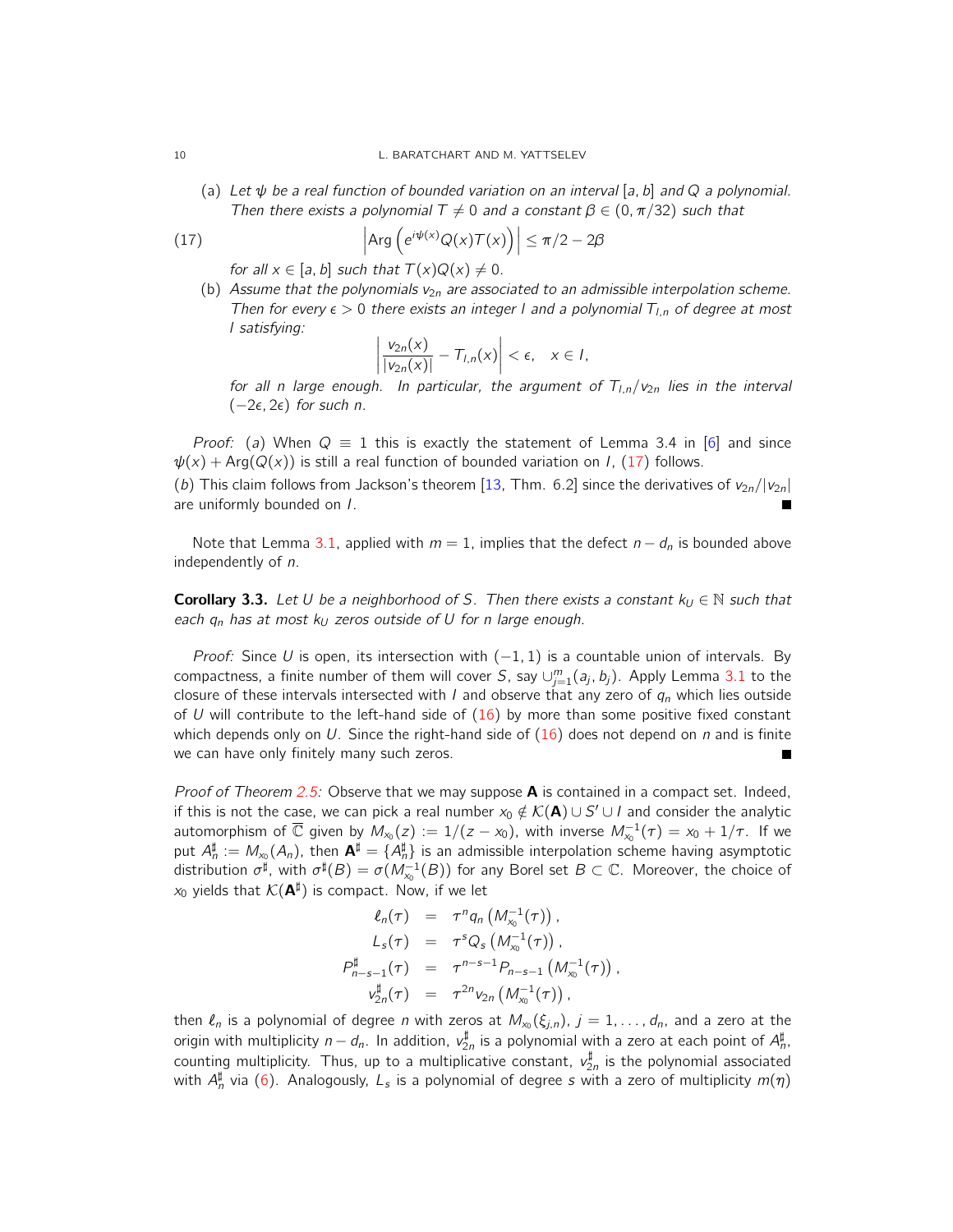(a) *Let $\psi$ be a real function of bounded variation on an interval $[a, b]$ and $Q$ a polynomial. Then there exists a polynomial $T \neq 0$ and a constant $\beta \in (0, \pi/32)$ such that*

$$\left|\mathrm{Arg}\left(e^{i\psi(x)}Q(x)T(x)\right)\right| \leq \pi/2 - 2\beta \tag{17}$$

*for all $x \in [a, b]$ such that $T(x)Q(x) \neq 0$.*

(b) *Assume that the polynomials $v_{2n}$ are associated to an admissible interpolation scheme. Then for every $\epsilon > 0$ there exists an integer $l$ and a polynomial $T_{l,n}$ of degree at most $l$ satisfying:*

$$\left|\frac{v_{2n}(x)}{|v_{2n}(x)|} - T_{l,n}(x)\right| < \epsilon, \quad x \in I,$$

*for all $n$ large enough. In particular, the argument of $T_{l,n}/v_{2n}$ lies in the interval $(-2\epsilon, 2\epsilon)$ for such $n$.*

*Proof:* $(a)$ When $Q \equiv 1$ this is exactly the statement of Lemma 3.4 in [6] and since $\psi(x) + \mathrm{Arg}(Q(x))$ is still a real function of bounded variation on $I$, (17) follows.
$(b)$ This claim follows from Jackson's theorem [13, Thm. 6.2] since the derivatives of $v_{2n}/|v_{2n}|$ are uniformly bounded on $I$. ∎

Note that Lemma 3.1, applied with $m = 1$, implies that the defect $n - d_n$ is bounded above independently of $n$.

**Corollary 3.3.** *Let $U$ be a neighborhood of $S$. Then there exists a constant $k_U \in \mathbb{N}$ such that each $q_n$ has at most $k_U$ zeros outside of $U$ for $n$ large enough.*

*Proof:* Since $U$ is open, its intersection with $(-1, 1)$ is a countable union of intervals. By compactness, a finite number of them will cover $S$, say $\cup_{j=1}^{m}(a_j, b_j)$. Apply Lemma 3.1 to the closure of these intervals intersected with $I$ and observe that any zero of $q_n$ which lies outside of $U$ will contribute to the left-hand side of (16) by more than some positive fixed constant which depends only on $U$. Since the right-hand side of (16) does not depend on $n$ and is finite we can have only finitely many such zeros. ∎

*Proof of Theorem 2.5:* Observe that we may suppose $\mathbf{A}$ is contained in a compact set. Indeed, if this is not the case, we can pick a real number $x_0 \notin \mathcal{K}(\mathbf{A}) \cup S' \cup I$ and consider the analytic automorphism of $\overline{\mathbb{C}}$ given by $M_{x_0}(z) := 1/(z - x_0)$, with inverse $M_{x_0}^{-1}(\tau) = x_0 + 1/\tau$. If we put $A_n^\sharp := M_{x_0}(A_n)$, then $\mathbf{A}^\sharp = \{A_n^\sharp\}$ is an admissible interpolation scheme having asymptotic distribution $\sigma^\sharp$, with $\sigma^\sharp(B) = \sigma(M_{x_0}^{-1}(B))$ for any Borel set $B \subset \mathbb{C}$. Moreover, the choice of $x_0$ yields that $\mathcal{K}(\mathbf{A}^\sharp)$ is compact. Now, if we let

$$\begin{aligned}
\ell_n(\tau) &= \tau^n q_n\left(M_{x_0}^{-1}(\tau)\right), \\
L_s(\tau) &= \tau^s Q_s\left(M_{x_0}^{-1}(\tau)\right), \\
P_{n-s-1}^\sharp(\tau) &= \tau^{n-s-1} P_{n-s-1}\left(M_{x_0}^{-1}(\tau)\right), \\
v_{2n}^\sharp(\tau) &= \tau^{2n} v_{2n}\left(M_{x_0}^{-1}(\tau)\right),
\end{aligned}$$

then $\ell_n$ is a polynomial of degree $n$ with zeros at $M_{x_0}(\xi_{j,n})$, $j = 1, \ldots, d_n$, and a zero at the origin with multiplicity $n - d_n$. In addition, $v_{2n}^\sharp$ is a polynomial with a zero at each point of $A_n^\sharp$, counting multiplicity. Thus, up to a multiplicative constant, $v_{2n}^\sharp$ is the polynomial associated with $A_n^\sharp$ via (6). Analogously, $L_s$ is a polynomial of degree $s$ with a zero of multiplicity $m(\eta)$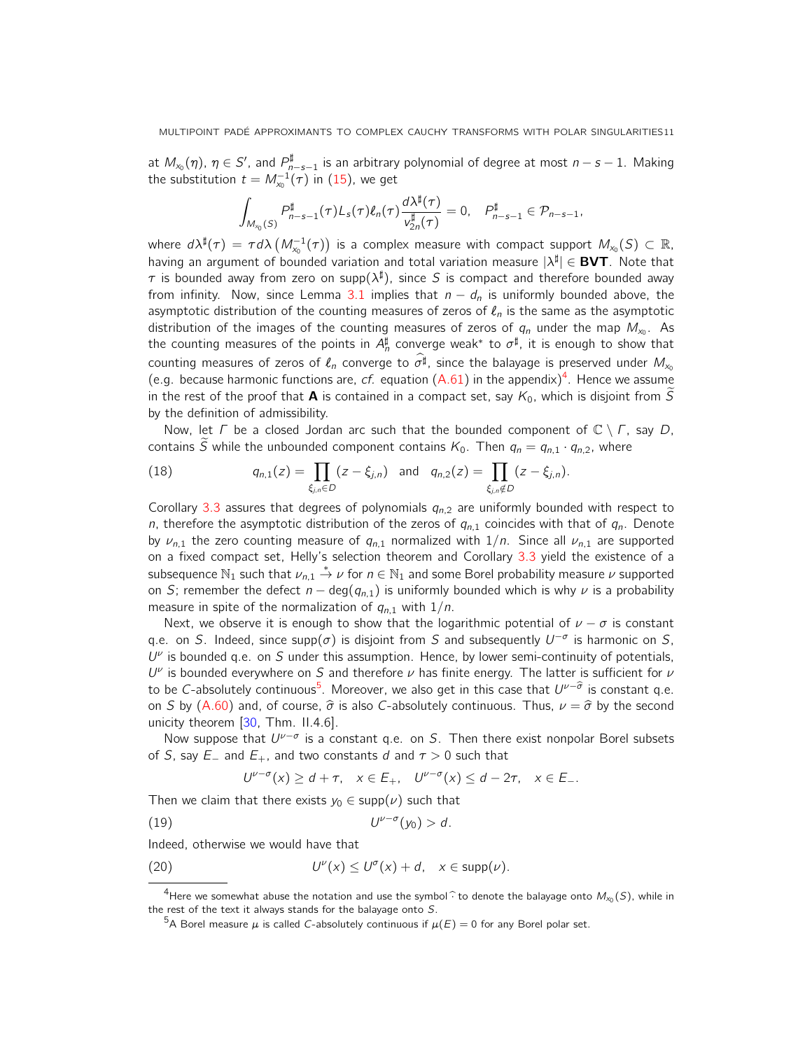at $M_{x_0}(\eta)$, $\eta \in S'$, and $P^\sharp_{n-s-1}$ is an arbitrary polynomial of degree at most $n-s-1$. Making the substitution $t = M^{-1}_{x_0}(\tau)$ in (15), we get

$$\int_{M_{x_0}(S)} P^\sharp_{n-s-1}(\tau) L_s(\tau) \ell_n(\tau) \frac{d\lambda^\sharp(\tau)}{v^\sharp_{2n}(\tau)} = 0, \quad P^\sharp_{n-s-1} \in \mathcal{P}_{n-s-1},$$

where $d\lambda^\sharp(\tau) = \tau d\lambda\left(M^{-1}_{x_0}(\tau)\right)$ is a complex measure with compact support $M_{x_0}(S) \subset \mathbb{R}$, having an argument of bounded variation and total variation measure $|\lambda^\sharp| \in \mathbf{BVT}$. Note that $\tau$ is bounded away from zero on $\mathrm{supp}(\lambda^\sharp)$, since $S$ is compact and therefore bounded away from infinity. Now, since Lemma 3.1 implies that $n - d_n$ is uniformly bounded above, the asymptotic distribution of the counting measures of zeros of $\ell_n$ is the same as the asymptotic distribution of the images of the counting measures of zeros of $q_n$ under the map $M_{x_0}$. As the counting measures of the points in $A^\sharp_n$ converge weak* to $\sigma^\sharp$, it is enough to show that counting measures of zeros of $\ell_n$ converge to $\widehat{\sigma^\sharp}$, since the balayage is preserved under $M_{x_0}$ (e.g. because harmonic functions are, *cf.* equation (A.61) in the appendix)[4]. Hence we assume in the rest of the proof that $\mathbf{A}$ is contained in a compact set, say $K_0$, which is disjoint from $\widetilde{S}$ by the definition of admissibility.

Now, let $\Gamma$ be a closed Jordan arc such that the bounded component of $\mathbb{C} \setminus \Gamma$, say $D$, contains $\widetilde{S}$ while the unbounded component contains $K_0$. Then $q_n = q_{n,1} \cdot q_{n,2}$, where

$$q_{n,1}(z) = \prod_{\xi_{j,n} \in D} (z - \xi_{j,n}) \quad \text{and} \quad q_{n,2}(z) = \prod_{\xi_{j,n} \notin D} (z - \xi_{j,n}). \tag{18}$$

Corollary 3.3 assures that degrees of polynomials $q_{n,2}$ are uniformly bounded with respect to $n$, therefore the asymptotic distribution of the zeros of $q_{n,1}$ coincides with that of $q_n$. Denote by $\nu_{n,1}$ the zero counting measure of $q_{n,1}$ normalized with $1/n$. Since all $\nu_{n,1}$ are supported on a fixed compact set, Helly's selection theorem and Corollary 3.3 yield the existence of a subsequence $\mathbb{N}_1$ such that $\nu_{n,1} \xrightarrow{*} \nu$ for $n \in \mathbb{N}_1$ and some Borel probability measure $\nu$ supported on $S$; remember the defect $n - \deg(q_{n,1})$ is uniformly bounded which is why $\nu$ is a probability measure in spite of the normalization of $q_{n,1}$ with $1/n$.

Next, we observe it is enough to show that the logarithmic potential of $\nu - \sigma$ is constant q.e. on $S$. Indeed, since $\mathrm{supp}(\sigma)$ is disjoint from $S$ and subsequently $U^{-\sigma}$ is harmonic on $S$, $U^\nu$ is bounded q.e. on $S$ under this assumption. Hence, by lower semi-continuity of potentials, $U^\nu$ is bounded everywhere on $S$ and therefore $\nu$ has finite energy. The latter is sufficient for $\nu$ to be $C$-absolutely continuous[5]. Moreover, we also get in this case that $U^{\nu - \widehat{\sigma}}$ is constant q.e. on $S$ by (A.60) and, of course, $\widehat{\sigma}$ is also $C$-absolutely continuous. Thus, $\nu = \widehat{\sigma}$ by the second unicity theorem [30, Thm. II.4.6].

Now suppose that $U^{\nu-\sigma}$ is a constant q.e. on $S$. Then there exist nonpolar Borel subsets of $S$, say $E_-$ and $E_+$, and two constants $d$ and $\tau > 0$ such that

$$U^{\nu-\sigma}(x) \geq d + \tau, \quad x \in E_+, \quad U^{\nu-\sigma}(x) \leq d - 2\tau, \quad x \in E_-.$$

Then we claim that there exists $y_0 \in \mathrm{supp}(\nu)$ such that

$$U^{\nu-\sigma}(y_0) > d. \tag{19}$$

Indeed, otherwise we would have that

$$U^\nu(x) \leq U^\sigma(x) + d, \quad x \in \mathrm{supp}(\nu). \tag{20}$$

---

[4] Here we somewhat abuse the notation and use the symbol $\widehat{\cdot}$ to denote the balayage onto $M_{x_0}(S)$, while in the rest of the text it always stands for the balayage onto $S$.

[5] A Borel measure $\mu$ is called $C$-absolutely continuous if $\mu(E) = 0$ for any Borel polar set.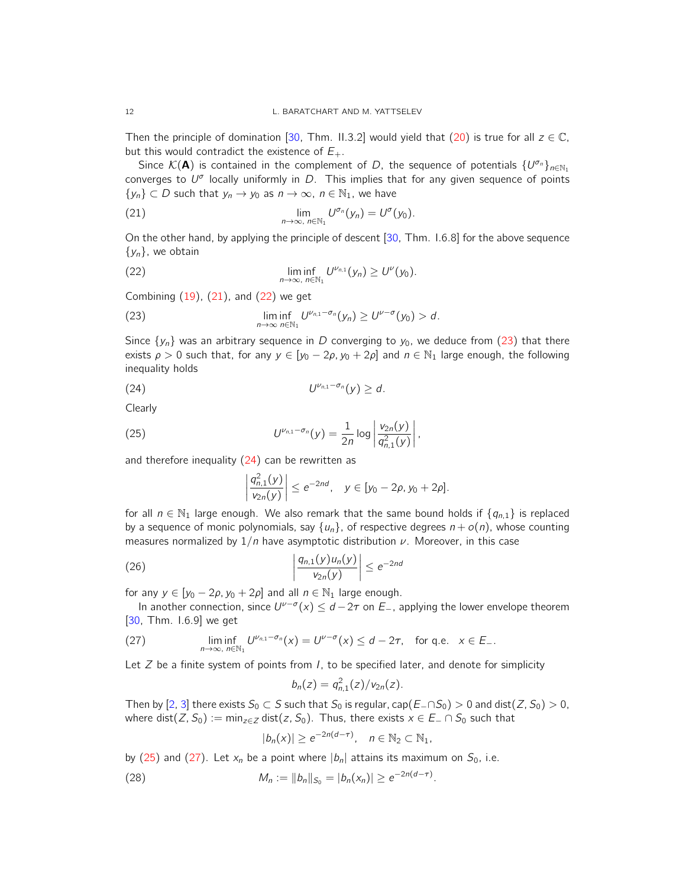Then the principle of domination [30, Thm. II.3.2] would yield that (20) is true for all $z \in \mathbb{C}$, but this would contradict the existence of $E_+$.

Since $\mathcal{K}(\mathbf{A})$ is contained in the complement of $D$, the sequence of potentials $\{U^{\sigma_n}\}_{n\in\mathbb{N}_1}$ converges to $U^\sigma$ locally uniformly in $D$. This implies that for any given sequence of points $\{y_n\} \subset D$ such that $y_n \to y_0$ as $n \to \infty$, $n \in \mathbb{N}_1$, we have

$$\lim_{n\to\infty,\ n\in\mathbb{N}_1} U^{\sigma_n}(y_n) = U^\sigma(y_0). \tag{21}$$

On the other hand, by applying the principle of descent [30, Thm. I.6.8] for the above sequence $\{y_n\}$, we obtain

$$\liminf_{n\to\infty,\ n\in\mathbb{N}_1} U^{\nu_{n,1}}(y_n) \geq U^\nu(y_0). \tag{22}$$

Combining (19), (21), and (22) we get

$$\liminf_{n\to\infty\ n\in\mathbb{N}_1} U^{\nu_{n,1}-\sigma_n}(y_n) \geq U^{\nu-\sigma}(y_0) > d. \tag{23}$$

Since $\{y_n\}$ was an arbitrary sequence in $D$ converging to $y_0$, we deduce from (23) that there exists $\rho > 0$ such that, for any $y \in [y_0 - 2\rho, y_0 + 2\rho]$ and $n \in \mathbb{N}_1$ large enough, the following inequality holds

$$U^{\nu_{n,1}-\sigma_n}(y) \geq d. \tag{24}$$

Clearly

$$U^{\nu_{n,1}-\sigma_n}(y) = \frac{1}{2n}\log\left|\frac{v_{2n}(y)}{q_{n,1}^2(y)}\right|, \tag{25}$$

and therefore inequality (24) can be rewritten as

$$\left|\frac{q_{n,1}^2(y)}{v_{2n}(y)}\right| \leq e^{-2nd}, \quad y \in [y_0 - 2\rho, y_0 + 2\rho].$$

for all $n \in \mathbb{N}_1$ large enough. We also remark that the same bound holds if $\{q_{n,1}\}$ is replaced by a sequence of monic polynomials, say $\{u_n\}$, of respective degrees $n + o(n)$, whose counting measures normalized by $1/n$ have asymptotic distribution $\nu$. Moreover, in this case

$$\left|\frac{q_{n,1}(y)u_n(y)}{v_{2n}(y)}\right| \leq e^{-2nd} \tag{26}$$

for any $y \in [y_0 - 2\rho, y_0 + 2\rho]$ and all $n \in \mathbb{N}_1$ large enough.

In another connection, since $U^{\nu-\sigma}(x) \leq d - 2\tau$ on $E_-$, applying the lower envelope theorem [30, Thm. I.6.9] we get

$$\liminf_{n\to\infty,\ n\in\mathbb{N}_1} U^{\nu_{n,1}-\sigma_n}(x) = U^{\nu-\sigma}(x) \leq d - 2\tau, \quad \text{for q.e.} \quad x \in E_-. \tag{27}$$

Let $Z$ be a finite system of points from $I$, to be specified later, and denote for simplicity

$$b_n(z) = q_{n,1}^2(z)/v_{2n}(z).$$

Then by [2, 3] there exists $S_0 \subset S$ such that $S_0$ is regular, $\mathrm{cap}(E_- \cap S_0) > 0$ and $\mathrm{dist}(Z, S_0) > 0$, where $\mathrm{dist}(Z, S_0) := \min_{z\in Z}\mathrm{dist}(z, S_0)$. Thus, there exists $x \in E_- \cap S_0$ such that

$$|b_n(x)| \geq e^{-2n(d-\tau)}, \quad n \in \mathbb{N}_2 \subset \mathbb{N}_1,$$

by (25) and (27). Let $x_n$ be a point where $|b_n|$ attains its maximum on $S_0$, i.e.

$$M_n := \|b_n\|_{S_0} = |b_n(x_n)| \geq e^{-2n(d-\tau)}. \tag{28}$$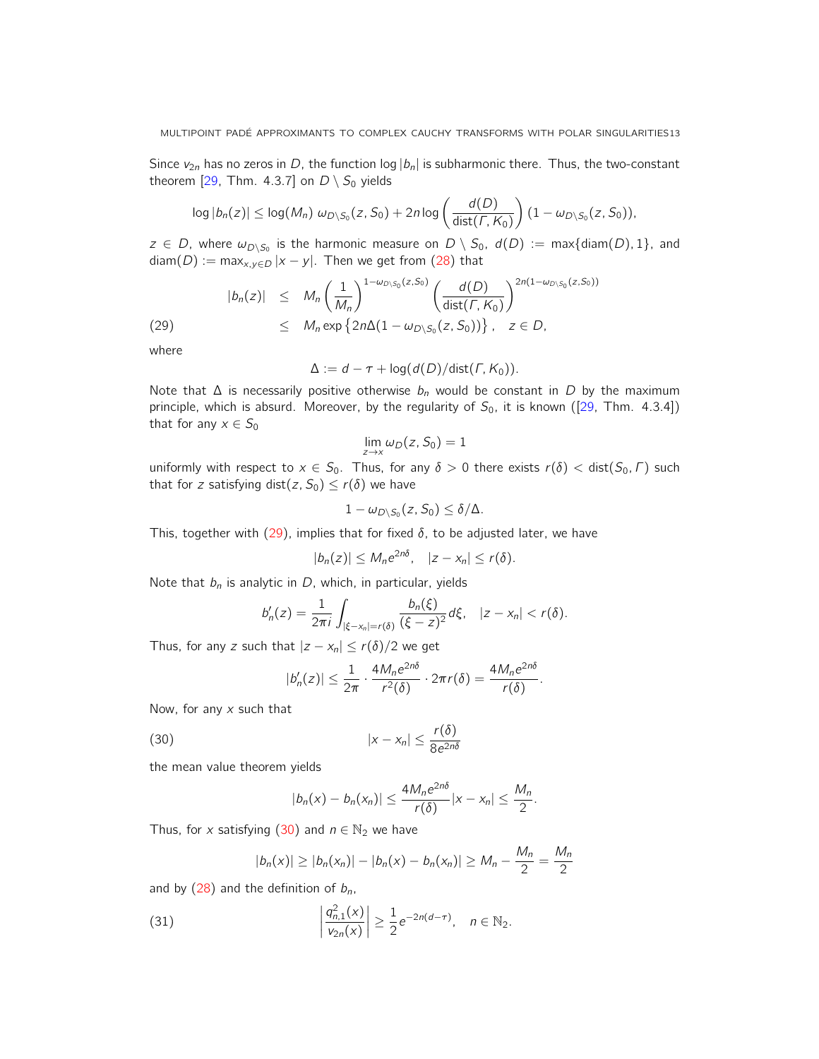Since $v_{2n}$ has no zeros in $D$, the function $\log|b_n|$ is subharmonic there. Thus, the two-constant theorem [29, Thm. 4.3.7] on $D\setminus S_0$ yields

$$\log|b_n(z)| \leq \log(M_n)\, \omega_{D\setminus S_0}(z,S_0) + 2n\log\left(\frac{d(D)}{\operatorname{dist}(\Gamma,K_0)}\right)(1-\omega_{D\setminus S_0}(z,S_0)),$$

$z\in D$, where $\omega_{D\setminus S_0}$ is the harmonic measure on $D\setminus S_0$, $d(D) := \max\{\operatorname{diam}(D),1\}$, and $\operatorname{diam}(D) := \max_{x,y\in D}|x-y|$. Then we get from (28) that

$$\begin{aligned}
|b_n(z)| &\leq M_n\left(\frac{1}{M_n}\right)^{1-\omega_{D\setminus S_0}(z,S_0)}\left(\frac{d(D)}{\operatorname{dist}(\Gamma,K_0)}\right)^{2n(1-\omega_{D\setminus S_0}(z,S_0))} \\
&\leq M_n \exp\left\{2n\Delta(1-\omega_{D\setminus S_0}(z,S_0))\right\}, \quad z\in D, \qquad (29)
\end{aligned}$$

where

$$\Delta := d-\tau+\log(d(D)/\operatorname{dist}(\Gamma,K_0)).$$

Note that $\Delta$ is necessarily positive otherwise $b_n$ would be constant in $D$ by the maximum principle, which is absurd. Moreover, by the regularity of $S_0$, it is known ([29, Thm. 4.3.4]) that for any $x\in S_0$

$$\lim_{z\to x}\omega_D(z,S_0) = 1$$

uniformly with respect to $x\in S_0$. Thus, for any $\delta>0$ there exists $r(\delta)<\operatorname{dist}(S_0,\Gamma)$ such that for $z$ satisfying $\operatorname{dist}(z,S_0)\leq r(\delta)$ we have

$$1-\omega_{D\setminus S_0}(z,S_0)\leq \delta/\Delta.$$

This, together with (29), implies that for fixed $\delta$, to be adjusted later, we have

$$|b_n(z)|\leq M_n e^{2n\delta}, \quad |z-x_n|\leq r(\delta).$$

Note that $b_n$ is analytic in $D$, which, in particular, yields

$$b_n'(z) = \frac{1}{2\pi i}\int_{|\xi-x_n|=r(\delta)}\frac{b_n(\xi)}{(\xi-z)^2}d\xi, \quad |z-x_n|<r(\delta).$$

Thus, for any $z$ such that $|z-x_n|\leq r(\delta)/2$ we get

$$|b_n'(z)|\leq \frac{1}{2\pi}\cdot\frac{4M_ne^{2n\delta}}{r^2(\delta)}\cdot 2\pi r(\delta) = \frac{4M_ne^{2n\delta}}{r(\delta)}.$$

Now, for any $x$ such that

$$|x-x_n|\leq \frac{r(\delta)}{8e^{2n\delta}} \qquad (30)$$

the mean value theorem yields

$$|b_n(x)-b_n(x_n)|\leq \frac{4M_ne^{2n\delta}}{r(\delta)}|x-x_n|\leq \frac{M_n}{2}.$$

Thus, for $x$ satisfying (30) and $n\in\mathbb{N}_2$ we have

$$|b_n(x)|\geq |b_n(x_n)|-|b_n(x)-b_n(x_n)|\geq M_n-\frac{M_n}{2}=\frac{M_n}{2}$$

and by (28) and the definition of $b_n$,

$$\left|\frac{q_{n,1}^2(x)}{v_{2n}(x)}\right|\geq \frac{1}{2}e^{-2n(d-\tau)}, \quad n\in\mathbb{N}_2. \qquad (31)$$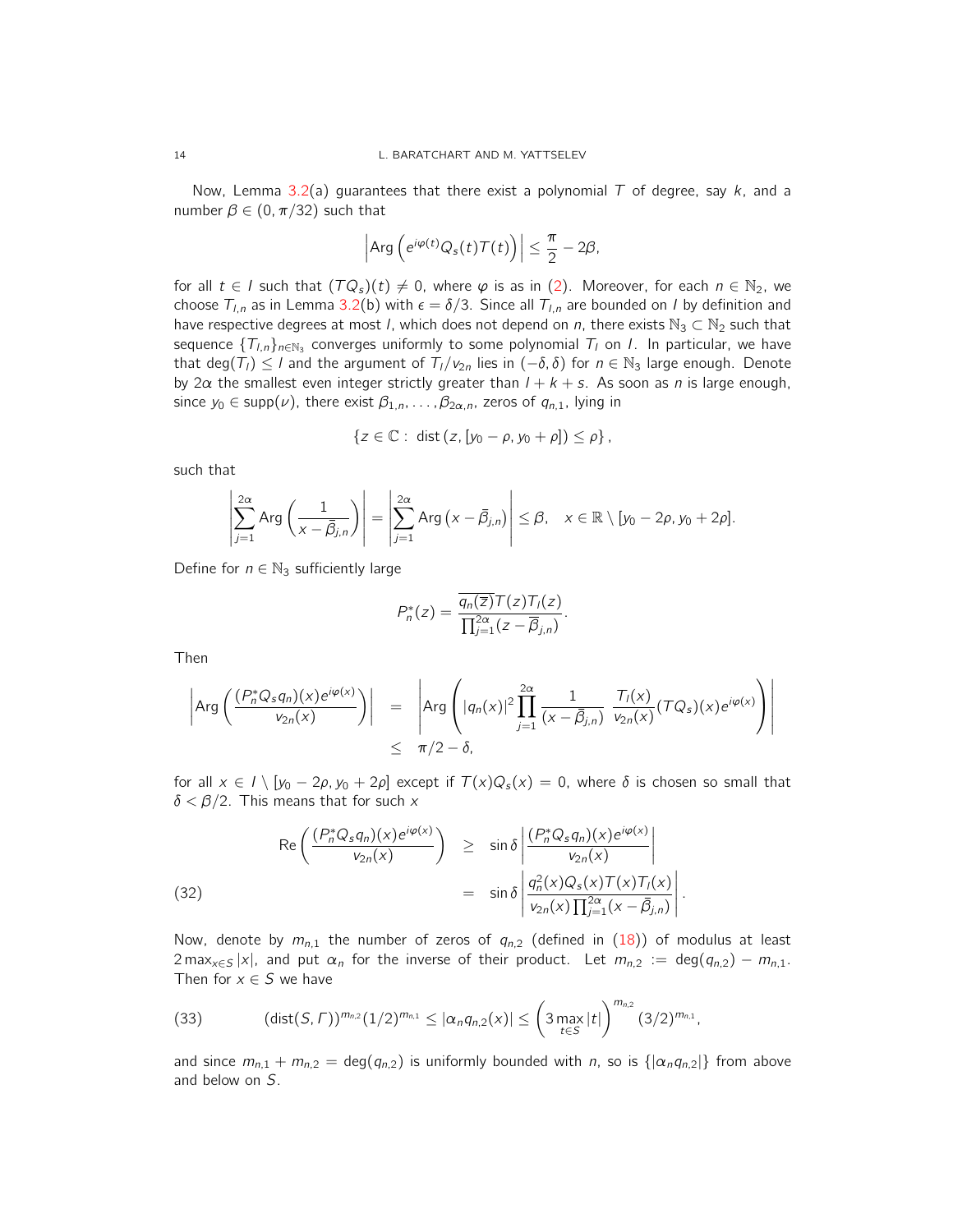Now, Lemma 3.2(a) guarantees that there exist a polynomial $T$ of degree, say $k$, and a number $\beta \in (0, \pi/32)$ such that

$$\left|\operatorname{Arg}\left(e^{i\varphi(t)}Q_s(t)T(t)\right)\right| \leq \frac{\pi}{2} - 2\beta,$$

for all $t \in I$ such that $(TQ_s)(t) \neq 0$, where $\varphi$ is as in (2). Moreover, for each $n \in \mathbb{N}_2$, we choose $T_{l,n}$ as in Lemma 3.2(b) with $\epsilon = \delta/3$. Since all $T_{l,n}$ are bounded on $I$ by definition and have respective degrees at most $l$, which does not depend on $n$, there exists $\mathbb{N}_3 \subset \mathbb{N}_2$ such that sequence $\{T_{l,n}\}_{n \in \mathbb{N}_3}$ converges uniformly to some polynomial $T_l$ on $I$. In particular, we have that $\deg(T_l) \leq l$ and the argument of $T_l/v_{2n}$ lies in $(-\delta, \delta)$ for $n \in \mathbb{N}_3$ large enough. Denote by $2\alpha$ the smallest even integer strictly greater than $l + k + s$. As soon as $n$ is large enough, since $y_0 \in \operatorname{supp}(\nu)$, there exist $\beta_{1,n}, \ldots, \beta_{2\alpha,n}$, zeros of $q_{n,1}$, lying in

$$\left\{z \in \mathbb{C} : \operatorname{dist}\left(z, [y_0 - \rho, y_0 + \rho]\right) \leq \rho\right\},$$

such that

$$\left|\sum_{j=1}^{2\alpha} \operatorname{Arg}\left(\frac{1}{x - \bar{\beta}_{j,n}}\right)\right| = \left|\sum_{j=1}^{2\alpha} \operatorname{Arg}\left(x - \bar{\beta}_{j,n}\right)\right| \leq \beta, \quad x \in \mathbb{R} \setminus [y_0 - 2\rho, y_0 + 2\rho].$$

Define for $n \in \mathbb{N}_3$ sufficiently large

$$P_n^*(z) = \frac{\overline{q_n(\bar{z})}T(z)T_l(z)}{\prod_{j=1}^{2\alpha}(z - \bar{\beta}_{j,n})}.$$

Then

$$\begin{aligned}
\left|\operatorname{Arg}\left(\frac{(P_n^* Q_s q_n)(x)e^{i\varphi(x)}}{v_{2n}(x)}\right)\right| &= \left|\operatorname{Arg}\left(|q_n(x)|^2 \prod_{j=1}^{2\alpha} \frac{1}{(x - \bar{\beta}_{j,n})} \frac{T_l(x)}{v_{2n}(x)}(TQ_s)(x)e^{i\varphi(x)}\right)\right| \\
&\leq \pi/2 - \delta,
\end{aligned}$$

for all $x \in I \setminus [y_0 - 2\rho, y_0 + 2\rho]$ except if $T(x)Q_s(x) = 0$, where $\delta$ is chosen so small that $\delta < \beta/2$. This means that for such $x$

$$\begin{aligned}
\operatorname{Re}\left(\frac{(P_n^* Q_s q_n)(x)e^{i\varphi(x)}}{v_{2n}(x)}\right) &\geq \sin\delta \left|\frac{(P_n^* Q_s q_n)(x)e^{i\varphi(x)}}{v_{2n}(x)}\right| \\
&= \sin\delta \left|\frac{q_n^2(x)Q_s(x)T(x)T_l(x)}{v_{2n}(x)\prod_{j=1}^{2\alpha}(x - \bar{\beta}_{j,n})}\right|. \qquad (32)
\end{aligned}$$

Now, denote by $m_{n,1}$ the number of zeros of $q_{n,2}$ (defined in (18)) of modulus at least $2\max_{x \in S}|x|$, and put $\alpha_n$ for the inverse of their product. Let $m_{n,2} := \deg(q_{n,2}) - m_{n,1}$. Then for $x \in S$ we have

$$(\operatorname{dist}(S, \Gamma))^{m_{n,2}}(1/2)^{m_{n,1}} \leq |\alpha_n q_{n,2}(x)| \leq \left(3\max_{t \in S}|t|\right)^{m_{n,2}}(3/2)^{m_{n,1}}, \qquad (33)$$

and since $m_{n,1} + m_{n,2} = \deg(q_{n,2})$ is uniformly bounded with $n$, so is $\{|\alpha_n q_{n,2}|\}$ from above and below on $S$.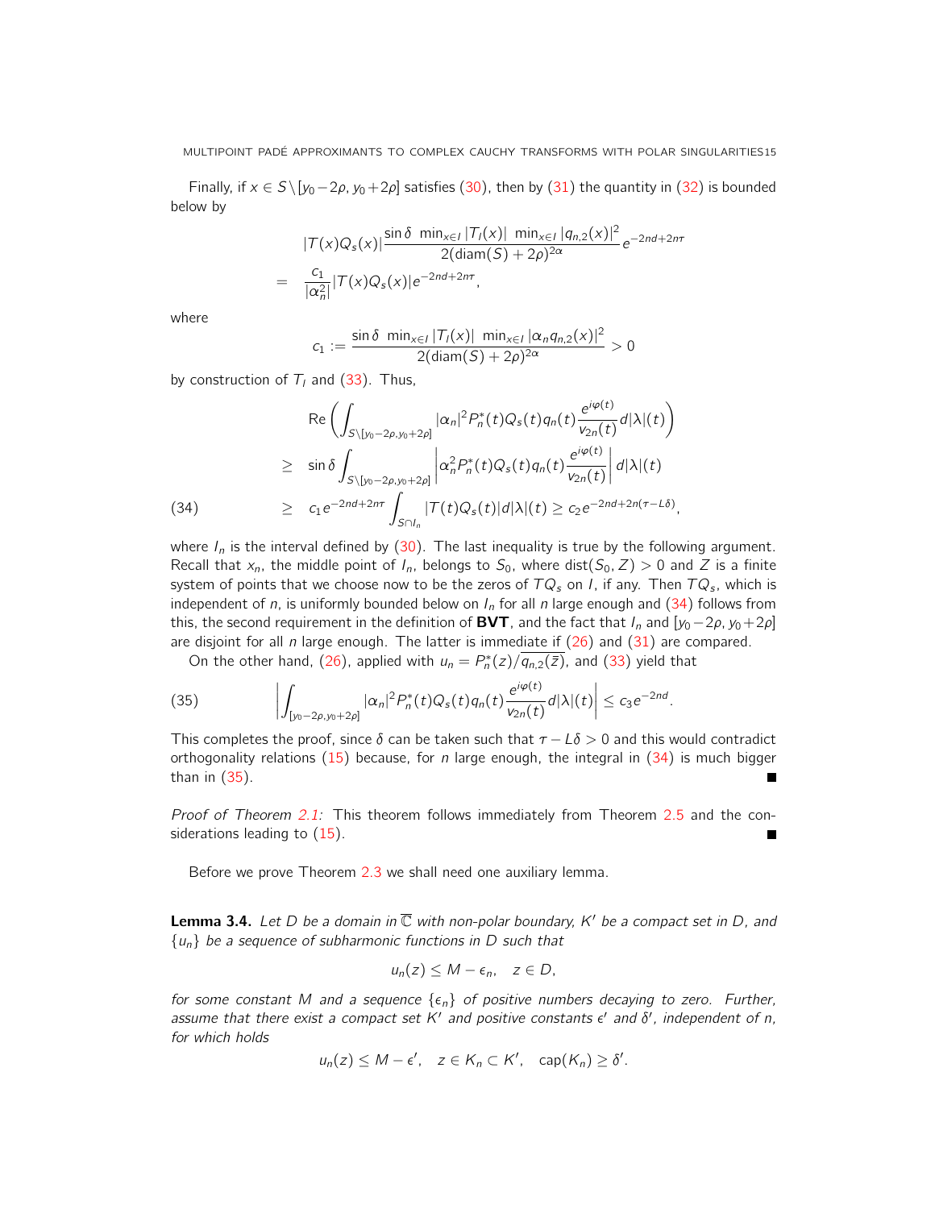Finally, if $x \in S \setminus [y_0 - 2\rho, y_0 + 2\rho]$ satisfies (30), then by (31) the quantity in (32) is bounded below by

$$
\begin{aligned}
& |T(x)Q_s(x)| \frac{\sin\delta \ \min_{x\in I}|T_I(x)| \ \min_{x\in I}|q_{n,2}(x)|^2}{2(\mathrm{diam}(S)+2\rho)^{2\alpha}} e^{-2nd+2n\tau} \\
= \ & \frac{c_1}{|\alpha_n^2|}|T(x)Q_s(x)|e^{-2nd+2n\tau},
\end{aligned}
$$

where

$$
c_1 := \frac{\sin\delta \ \min_{x\in I}|T_I(x)| \ \min_{x\in I}|\alpha_n q_{n,2}(x)|^2}{2(\mathrm{diam}(S)+2\rho)^{2\alpha}} > 0
$$

by construction of $T_I$ and (33). Thus,

$$
\begin{aligned}
& \mathrm{Re}\left(\int_{S\setminus[y_0-2\rho,y_0+2\rho]} |\alpha_n|^2 P_n^*(t)Q_s(t)q_n(t)\frac{e^{i\varphi(t)}}{v_{2n}(t)}d|\lambda|(t)\right) \\
\geq \ & \sin\delta \int_{S\setminus[y_0-2\rho,y_0+2\rho]} \left|\alpha_n^2 P_n^*(t)Q_s(t)q_n(t)\frac{e^{i\varphi(t)}}{v_{2n}(t)}\right| d|\lambda|(t) \\
\geq \ & c_1 e^{-2nd+2n\tau}\int_{S\cap I_n}|T(t)Q_s(t)|d|\lambda|(t) \geq c_2 e^{-2nd+2n(\tau-L\delta)}, \qquad (34)
\end{aligned}
$$

where $I_n$ is the interval defined by (30). The last inequality is true by the following argument. Recall that $x_n$, the middle point of $I_n$, belongs to $S_0$, where $\mathrm{dist}(S_0, Z) > 0$ and $Z$ is a finite system of points that we choose now to be the zeros of $TQ_s$ on $I$, if any. Then $TQ_s$, which is independent of $n$, is uniformly bounded below on $I_n$ for all $n$ large enough and (34) follows from this, the second requirement in the definition of **BVT**, and the fact that $I_n$ and $[y_0-2\rho, y_0+2\rho]$ are disjoint for all $n$ large enough. The latter is immediate if (26) and (31) are compared.

On the other hand, (26), applied with $u_n = P_n^*(z)/\overline{q_{n,2}(\bar{z})}$, and (33) yield that

$$
\left|\int_{[y_0-2\rho,y_0+2\rho]} |\alpha_n|^2 P_n^*(t)Q_s(t)q_n(t)\frac{e^{i\varphi(t)}}{v_{2n}(t)}d|\lambda|(t)\right| \leq c_3 e^{-2nd}. \qquad (35)
$$

This completes the proof, since $\delta$ can be taken such that $\tau - L\delta > 0$ and this would contradict orthogonality relations (15) because, for $n$ large enough, the integral in (34) is much bigger than in (35). ■

*Proof of Theorem 2.1:* This theorem follows immediately from Theorem 2.5 and the considerations leading to (15). ■

Before we prove Theorem 2.3 we shall need one auxiliary lemma.

**Lemma 3.4.** *Let $D$ be a domain in $\overline{\mathbb{C}}$ with non-polar boundary, $K'$ be a compact set in $D$, and $\{u_n\}$ be a sequence of subharmonic functions in $D$ such that*

$$
u_n(z) \leq M - \epsilon_n, \quad z \in D,
$$

*for some constant $M$ and a sequence $\{\epsilon_n\}$ of positive numbers decaying to zero. Further, assume that there exist a compact set $K'$ and positive constants $\epsilon'$ and $\delta'$, independent of $n$, for which holds*

$$
u_n(z) \leq M - \epsilon', \quad z \in K_n \subset K', \quad \mathrm{cap}(K_n) \geq \delta'.
$$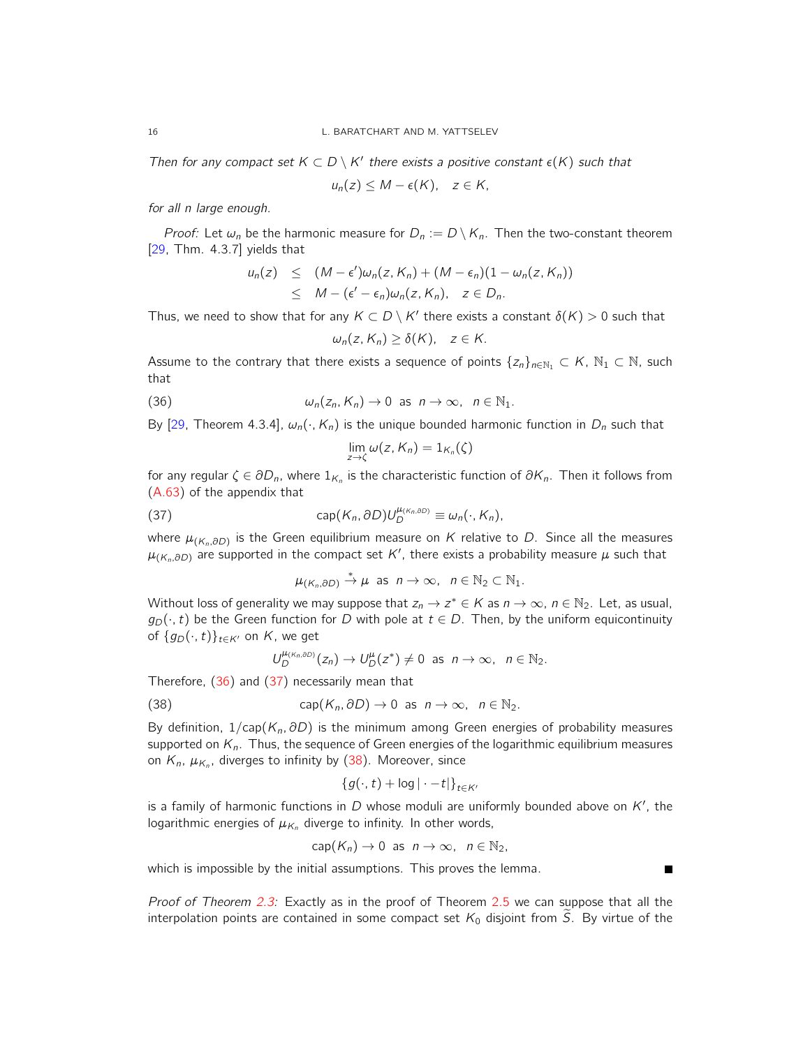*Then for any compact set $K \subset D \setminus K'$ there exists a positive constant $\epsilon(K)$ such that*

$$u_n(z) \leq M - \epsilon(K), \quad z \in K,$$

*for all $n$ large enough.*

*Proof:* Let $\omega_n$ be the harmonic measure for $D_n := D \setminus K_n$. Then the two-constant theorem [29, Thm. 4.3.7] yields that

$$\begin{aligned} u_n(z) &\leq (M - \epsilon')\omega_n(z, K_n) + (M - \epsilon_n)(1 - \omega_n(z, K_n)) \\ &\leq M - (\epsilon' - \epsilon_n)\omega_n(z, K_n), \quad z \in D_n. \end{aligned}$$

Thus, we need to show that for any $K \subset D \setminus K'$ there exists a constant $\delta(K) > 0$ such that

$$\omega_n(z, K_n) \geq \delta(K), \quad z \in K.$$

Assume to the contrary that there exists a sequence of points $\{z_n\}_{n \in \mathbb{N}_1} \subset K$, $\mathbb{N}_1 \subset \mathbb{N}$, such that

$$\omega_n(z_n, K_n) \to 0 \text{ as } n \to \infty, \quad n \in \mathbb{N}_1. \tag{36}$$

By [29, Theorem 4.3.4], $\omega_n(\cdot, K_n)$ is the unique bounded harmonic function in $D_n$ such that

$$\lim_{z \to \zeta} \omega(z, K_n) = 1_{K_n}(\zeta)$$

for any regular $\zeta \in \partial D_n$, where $1_{K_n}$ is the characteristic function of $\partial K_n$. Then it follows from (A.63) of the appendix that

$$\text{cap}(K_n, \partial D) U_D^{\mu_{(K_n, \partial D)}} \equiv \omega_n(\cdot, K_n), \tag{37}$$

where $\mu_{(K_n, \partial D)}$ is the Green equilibrium measure on $K$ relative to $D$. Since all the measures $\mu_{(K_n, \partial D)}$ are supported in the compact set $K'$, there exists a probability measure $\mu$ such that

$$\mu_{(K_n, \partial D)} \xrightarrow{*} \mu \text{ as } n \to \infty, \quad n \in \mathbb{N}_2 \subset \mathbb{N}_1.$$

Without loss of generality we may suppose that $z_n \to z^* \in K$ as $n \to \infty$, $n \in \mathbb{N}_2$. Let, as usual, $g_D(\cdot, t)$ be the Green function for $D$ with pole at $t \in D$. Then, by the uniform equicontinuity of $\{g_D(\cdot, t)\}_{t \in K'}$ on $K$, we get

$$U_D^{\mu_{(K_n, \partial D)}}(z_n) \to U_D^{\mu}(z^*) \neq 0 \text{ as } n \to \infty, \quad n \in \mathbb{N}_2.$$

Therefore, (36) and (37) necessarily mean that

$$\text{cap}(K_n, \partial D) \to 0 \text{ as } n \to \infty, \quad n \in \mathbb{N}_2. \tag{38}$$

By definition, $1/\text{cap}(K_n, \partial D)$ is the minimum among Green energies of probability measures supported on $K_n$. Thus, the sequence of Green energies of the logarithmic equilibrium measures on $K_n$, $\mu_{K_n}$, diverges to infinity by (38). Moreover, since

$$\{g(\cdot, t) + \log|\cdot - t|\}_{t \in K'}$$

is a family of harmonic functions in $D$ whose moduli are uniformly bounded above on $K'$, the logarithmic energies of $\mu_{K_n}$ diverge to infinity. In other words,

$$\text{cap}(K_n) \to 0 \text{ as } n \to \infty, \quad n \in \mathbb{N}_2,$$

which is impossible by the initial assumptions. This proves the lemma. ∎

*Proof of Theorem 2.3:* Exactly as in the proof of Theorem 2.5 we can suppose that all the interpolation points are contained in some compact set $K_0$ disjoint from $\widetilde{S}$. By virtue of the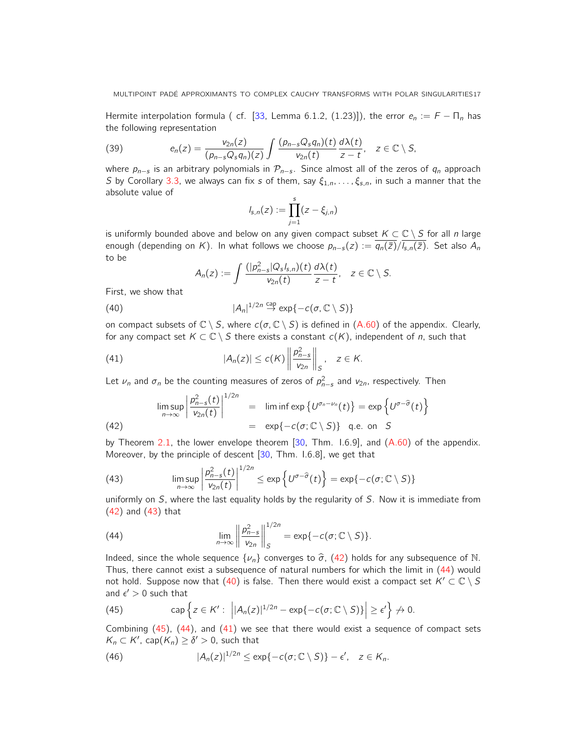Hermite interpolation formula ( cf. [33, Lemma 6.1.2, (1.23)]), the error $e_n := F - \Pi_n$ has the following representation

$$e_n(z) = \frac{v_{2n}(z)}{(p_{n-s}Q_s q_n)(z)} \int \frac{(p_{n-s}Q_s q_n)(t)}{v_{2n}(t)} \frac{d\lambda(t)}{z-t}, \quad z \in \mathbb{C} \setminus S, \tag{39}$$

where $p_{n-s}$ is an arbitrary polynomials in $\mathcal{P}_{n-s}$. Since almost all of the zeros of $q_n$ approach $S$ by Corollary 3.3, we always can fix $s$ of them, say $\xi_{1,n}, \ldots, \xi_{s,n}$, in such a manner that the absolute value of

$$l_{s,n}(z) := \prod_{j=1}^{s}(z - \xi_{j,n})$$

is uniformly bounded above and below on any given compact subset $K \subset \mathbb{C} \setminus S$ for all $n$ large enough (depending on $K$). In what follows we choose $p_{n-s}(z) := \overline{q_n(\bar{z})/l_{s,n}(\bar{z})}$. Set also $A_n$ to be

$$A_n(z) := \int \frac{(|p_{n-s}^2|Q_s l_{s,n})(t)}{v_{2n}(t)} \frac{d\lambda(t)}{z-t}, \quad z \in \mathbb{C} \setminus S.$$

First, we show that

$$|A_n|^{1/2n} \overset{\text{cap}}{\to} \exp\{-c(\sigma, \mathbb{C} \setminus S)\} \tag{40}$$

on compact subsets of $\mathbb{C} \setminus S$, where $c(\sigma, \mathbb{C} \setminus S)$ is defined in (A.60) of the appendix. Clearly, for any compact set $K \subset \mathbb{C} \setminus S$ there exists a constant $c(K)$, independent of $n$, such that

$$|A_n(z)| \leq c(K) \left\| \frac{p_{n-s}^2}{v_{2n}} \right\|_S, \quad z \in K. \tag{41}$$

Let $\nu_n$ and $\sigma_n$ be the counting measures of zeros of $p_{n-s}^2$ and $v_{2n}$, respectively. Then

$$\begin{aligned} \limsup_{n\to\infty} \left| \frac{p_{n-s}^2(t)}{v_{2n}(t)} \right|^{1/2n} &= \liminf \exp\left\{U^{\sigma_n - \nu_n}(t)\right\} = \exp\left\{U^{\sigma - \widehat{\sigma}}(t)\right\} \\ &= \exp\{-c(\sigma; \mathbb{C} \setminus S)\} \quad \text{q.e. on} \quad S \end{aligned} \tag{42}$$

by Theorem 2.1, the lower envelope theorem [30, Thm. I.6.9], and (A.60) of the appendix. Moreover, by the principle of descent [30, Thm. I.6.8], we get that

$$\limsup_{n\to\infty} \left| \frac{p_{n-s}^2(t)}{v_{2n}(t)} \right|^{1/2n} \leq \exp\left\{U^{\sigma - \widehat{\sigma}}(t)\right\} = \exp\{-c(\sigma; \mathbb{C} \setminus S)\} \tag{43}$$

uniformly on $S$, where the last equality holds by the regularity of $S$. Now it is immediate from (42) and (43) that

$$\lim_{n\to\infty} \left\| \frac{p_{n-s}^2}{v_{2n}} \right\|_S^{1/2n} = \exp\{-c(\sigma; \mathbb{C} \setminus S)\}. \tag{44}$$

Indeed, since the whole sequence $\{\nu_n\}$ converges to $\widehat{\sigma}$, (42) holds for any subsequence of $\mathbb{N}$. Thus, there cannot exist a subsequence of natural numbers for which the limit in (44) would not hold. Suppose now that (40) is false. Then there would exist a compact set $K' \subset \mathbb{C} \setminus S$ and $\epsilon' > 0$ such that

$$\text{cap}\left\{z \in K' : \left| |A_n(z)|^{1/2n} - \exp\{-c(\sigma; \mathbb{C} \setminus S)\} \right| \geq \epsilon' \right\} \not\to 0. \tag{45}$$

Combining (45), (44), and (41) we see that there would exist a sequence of compact sets $K_n \subset K'$, $\text{cap}(K_n) \geq \delta' > 0$, such that

$$|A_n(z)|^{1/2n} \leq \exp\{-c(\sigma; \mathbb{C} \setminus S)\} - \epsilon', \quad z \in K_n. \tag{46}$$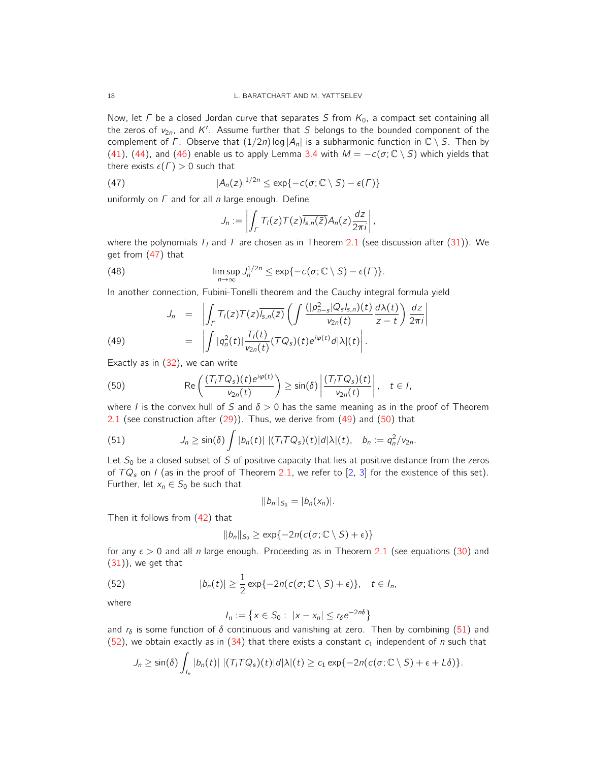Now, let $\Gamma$ be a closed Jordan curve that separates $S$ from $K_0$, a compact set containing all the zeros of $v_{2n}$, and $K'$. Assume further that $S$ belongs to the bounded component of the complement of $\Gamma$. Observe that $(1/2n)\log|A_n|$ is a subharmonic function in $\mathbb{C}\setminus S$. Then by (41), (44), and (46) enable us to apply Lemma 3.4 with $M = -c(\sigma;\mathbb{C}\setminus S)$ which yields that there exists $\epsilon(\Gamma)>0$ such that

$$
|A_n(z)|^{1/2n} \leq \exp\{-c(\sigma;\mathbb{C}\setminus S)-\epsilon(\Gamma)\} \tag{47}
$$

uniformly on $\Gamma$ and for all $n$ large enough. Define

$$
J_n := \left|\int_\Gamma T_l(z)T(z)\overline{l_{s,n}(\bar z)}A_n(z)\frac{dz}{2\pi i}\right|,
$$

where the polynomials $T_l$ and $T$ are chosen as in Theorem 2.1 (see discussion after (31)). We get from (47) that

$$
\limsup_{n\to\infty} J_n^{1/2n} \leq \exp\{-c(\sigma;\mathbb{C}\setminus S)-\epsilon(\Gamma)\}. \tag{48}
$$

In another connection, Fubini-Tonelli theorem and the Cauchy integral formula yield

$$
\begin{aligned}
J_n &= \left|\int_\Gamma T_l(z)T(z)\overline{l_{s,n}(\bar z)}\left(\int\frac{(|p_{n-s}^2|Q_s l_{s,n})(t)}{v_{2n}(t)}\frac{d\lambda(t)}{z-t}\right)\frac{dz}{2\pi i}\right| \\
&= \left|\int |q_n^2(t)|\frac{T_l(t)}{v_{2n}(t)}(TQ_s)(t)e^{i\varphi(t)}d|\lambda|(t)\right|.
\end{aligned} \tag{49}
$$

Exactly as in (32), we can write

$$
\mathrm{Re}\left(\frac{(T_lTQ_s)(t)e^{i\varphi(t)}}{v_{2n}(t)}\right) \geq \sin(\delta)\left|\frac{(T_lTQ_s)(t)}{v_{2n}(t)}\right|, \quad t\in I, \tag{50}
$$

where $I$ is the convex hull of $S$ and $\delta>0$ has the same meaning as in the proof of Theorem 2.1 (see construction after (29)). Thus, we derive from (49) and (50) that

$$
J_n \geq \sin(\delta)\int|b_n(t)|\,|(T_lTQ_s)(t)|d|\lambda|(t), \quad b_n := q_n^2/v_{2n}. \tag{51}
$$

Let $S_0$ be a closed subset of $S$ of positive capacity that lies at positive distance from the zeros of $TQ_s$ on $I$ (as in the proof of Theorem 2.1, we refer to [2, 3] for the existence of this set). Further, let $x_n\in S_0$ be such that

$$
\|b_n\|_{S_0} = |b_n(x_n)|.
$$

Then it follows from (42) that

$$
\|b_n\|_{S_0} \geq \exp\{-2n(c(\sigma;\mathbb{C}\setminus S)+\epsilon)\}
$$

for any $\epsilon>0$ and all $n$ large enough. Proceeding as in Theorem 2.1 (see equations (30) and (31)), we get that

$$
|b_n(t)| \geq \frac{1}{2}\exp\{-2n(c(\sigma;\mathbb{C}\setminus S)+\epsilon)\}, \quad t\in I_n, \tag{52}
$$

where

$$
I_n := \left\{x\in S_0:\ |x-x_n|\leq r_\delta e^{-2n\delta}\right\}
$$

and $r_\delta$ is some function of $\delta$ continuous and vanishing at zero. Then by combining (51) and (52), we obtain exactly as in (34) that there exists a constant $c_1$ independent of $n$ such that

$$
J_n \geq \sin(\delta)\int_{I_n}|b_n(t)|\,|(T_lTQ_s)(t)|d|\lambda|(t) \geq c_1\exp\{-2n(c(\sigma;\mathbb{C}\setminus S)+\epsilon+L\delta)\}.
$$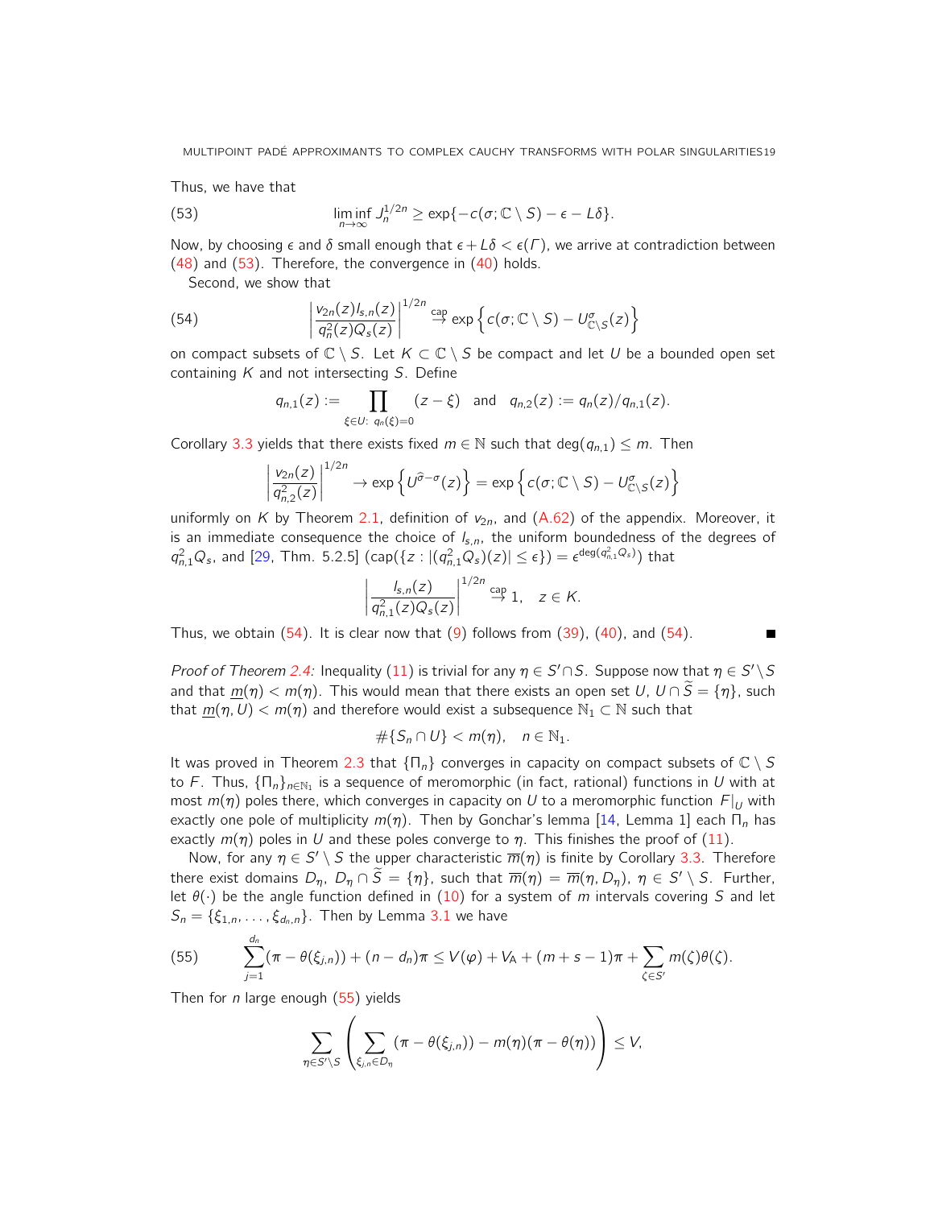Thus, we have that

$$\liminf_{n\to\infty} J_n^{1/2n} \geq \exp\{-c(\sigma;\mathbb{C}\setminus S) - \epsilon - L\delta\}. \tag{53}$$

Now, by choosing $\epsilon$ and $\delta$ small enough that $\epsilon + L\delta < \epsilon(\Gamma)$, we arrive at contradiction between (48) and (53). Therefore, the convergence in (40) holds.

Second, we show that

$$\left|\frac{v_{2n}(z) l_{s,n}(z)}{q_n^2(z) Q_s(z)}\right|^{1/2n} \overset{\text{cap}}{\to} \exp\left\{c(\sigma;\mathbb{C}\setminus S) - U^\sigma_{\mathbb{C}\setminus S}(z)\right\} \tag{54}$$

on compact subsets of $\mathbb{C}\setminus S$. Let $K \subset \mathbb{C}\setminus S$ be compact and let $U$ be a bounded open set containing $K$ and not intersecting $S$. Define

$$q_{n,1}(z) := \prod_{\xi\in U:\ q_n(\xi)=0} (z-\xi) \quad \text{and} \quad q_{n,2}(z) := q_n(z)/q_{n,1}(z).$$

Corollary 3.3 yields that there exists fixed $m \in \mathbb{N}$ such that $\deg(q_{n,1}) \leq m$. Then

$$\left|\frac{v_{2n}(z)}{q_{n,2}^2(z)}\right|^{1/2n} \to \exp\left\{U^{\widehat{\sigma}-\sigma}(z)\right\} = \exp\left\{c(\sigma;\mathbb{C}\setminus S) - U^\sigma_{\mathbb{C}\setminus S}(z)\right\}$$

uniformly on $K$ by Theorem 2.1, definition of $v_{2n}$, and (A.62) of the appendix. Moreover, it is an immediate consequence the choice of $l_{s,n}$, the uniform boundedness of the degrees of $q_{n,1}^2 Q_s$, and [29, Thm. 5.2.5] ($\text{cap}(\{z : |(q_{n,1}^2 Q_s)(z)| \leq \epsilon\}) = \epsilon^{\deg(q_{n,1}^2 Q_s)}$) that

$$\left|\frac{l_{s,n}(z)}{q_{n,1}^2(z) Q_s(z)}\right|^{1/2n} \overset{\text{cap}}{\to} 1, \quad z \in K.$$

Thus, we obtain (54). It is clear now that (9) follows from (39), (40), and (54). ∎

*Proof of Theorem 2.4:* Inequality (11) is trivial for any $\eta \in S'\cap S$. Suppose now that $\eta \in S'\setminus S$ and that $\underline{m}(\eta) < m(\eta)$. This would mean that there exists an open set $U$, $U\cap\widetilde{S} = \{\eta\}$, such that $\underline{m}(\eta, U) < m(\eta)$ and therefore would exist a subsequence $\mathbb{N}_1 \subset \mathbb{N}$ such that

$$\#\{S_n \cap U\} < m(\eta), \quad n \in \mathbb{N}_1.$$

It was proved in Theorem 2.3 that $\{\Pi_n\}$ converges in capacity on compact subsets of $\mathbb{C}\setminus S$ to $F$. Thus, $\{\Pi_n\}_{n\in\mathbb{N}_1}$ is a sequence of meromorphic (in fact, rational) functions in $U$ with at most $m(\eta)$ poles there, which converges in capacity on $U$ to a meromorphic function $F|_U$ with exactly one pole of multiplicity $m(\eta)$. Then by Gonchar's lemma [14, Lemma 1] each $\Pi_n$ has exactly $m(\eta)$ poles in $U$ and these poles converge to $\eta$. This finishes the proof of (11).

Now, for any $\eta \in S'\setminus S$ the upper characteristic $\overline{m}(\eta)$ is finite by Corollary 3.3. Therefore there exist domains $D_\eta$, $D_\eta \cap \widetilde{S} = \{\eta\}$, such that $\overline{m}(\eta) = \overline{m}(\eta, D_\eta)$, $\eta \in S'\setminus S$. Further, let $\theta(\cdot)$ be the angle function defined in (10) for a system of $m$ intervals covering $S$ and let $S_n = \{\xi_{1,n}, \ldots, \xi_{d_n,n}\}$. Then by Lemma 3.1 we have

$$\sum_{j=1}^{d_n} (\pi - \theta(\xi_{j,n})) + (n-d_n)\pi \leq V(\varphi) + V_A + (m+s-1)\pi + \sum_{\zeta\in S'} m(\zeta)\theta(\zeta). \tag{55}$$

Then for $n$ large enough (55) yields

$$\sum_{\eta\in S'\setminus S}\left(\sum_{\xi_{j,n}\in D_\eta} (\pi - \theta(\xi_{j,n})) - m(\eta)(\pi - \theta(\eta))\right) \leq V,$$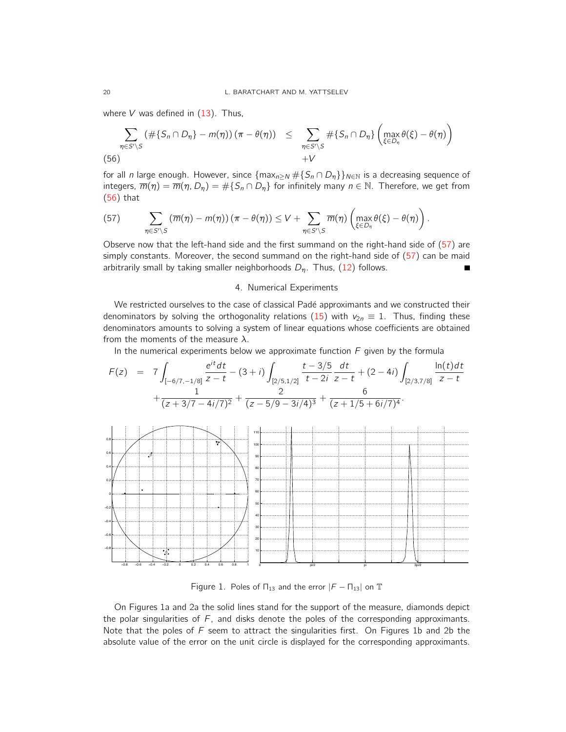where $V$ was defined in (13). Thus,

$$\sum_{\eta \in S' \setminus S} \left(\#\{S_n \cap D_\eta\} - m(\eta)\right)(\pi - \theta(\eta)) \leq \sum_{\eta \in S' \setminus S} \#\{S_n \cap D_\eta\} \left(\max_{\xi \in D_\eta} \theta(\xi) - \theta(\eta)\right) \tag{56}$$
$$+V$$

for all $n$ large enough. However, since $\{\max_{n \geq N} \#\{S_n \cap D_\eta\}\}_{N \in \mathbb{N}}$ is a decreasing sequence of integers, $\overline{m}(\eta) = \overline{m}(\eta, D_\eta) = \#\{S_n \cap D_\eta\}$ for infinitely many $n \in \mathbb{N}$. Therefore, we get from (56) that

$$\sum_{\eta \in S' \setminus S} \left(\overline{m}(\eta) - m(\eta)\right)(\pi - \theta(\eta)) \leq V + \sum_{\eta \in S' \setminus S} \overline{m}(\eta) \left(\max_{\xi \in D_\eta} \theta(\xi) - \theta(\eta)\right). \tag{57}$$

Observe now that the left-hand side and the first summand on the right-hand side of (57) are simply constants. Moreover, the second summand on the right-hand side of (57) can be maid arbitrarily small by taking smaller neighborhoods $D_\eta$. Thus, (12) follows. ■

## 4. Numerical Experiments

We restricted ourselves to the case of classical Padé approximants and we constructed their denominators by solving the orthogonality relations (15) with $v_{2n} \equiv 1$. Thus, finding these denominators amounts to solving a system of linear equations whose coefficients are obtained from the moments of the measure $\lambda$.

In the numerical experiments below we approximate function $F$ given by the formula

$$\begin{aligned} F(z) &= 7\int_{[-6/7,-1/8]} \frac{e^{it}dt}{z-t} - (3+i)\int_{[2/5,1/2]} \frac{t-3/5}{t-2i}\frac{dt}{z-t} + (2-4i)\int_{[2/3,7/8]} \frac{\ln(t)dt}{z-t} \\ &\quad + \frac{1}{(z+3/7-4i/7)^2} + \frac{2}{(z-5/9-3i/4)^3} + \frac{6}{(z+1/5+6i/7)^4}. \end{aligned}$$

Figure 1. Poles of $\Pi_{13}$ and the error $|F - \Pi_{13}|$ on $\mathbb{T}$

On Figures 1a and 2a the solid lines stand for the support of the measure, diamonds depict the polar singularities of $F$, and disks denote the poles of the corresponding approximants. Note that the poles of $F$ seem to attract the singularities first. On Figures 1b and 2b the absolute value of the error on the unit circle is displayed for the corresponding approximants.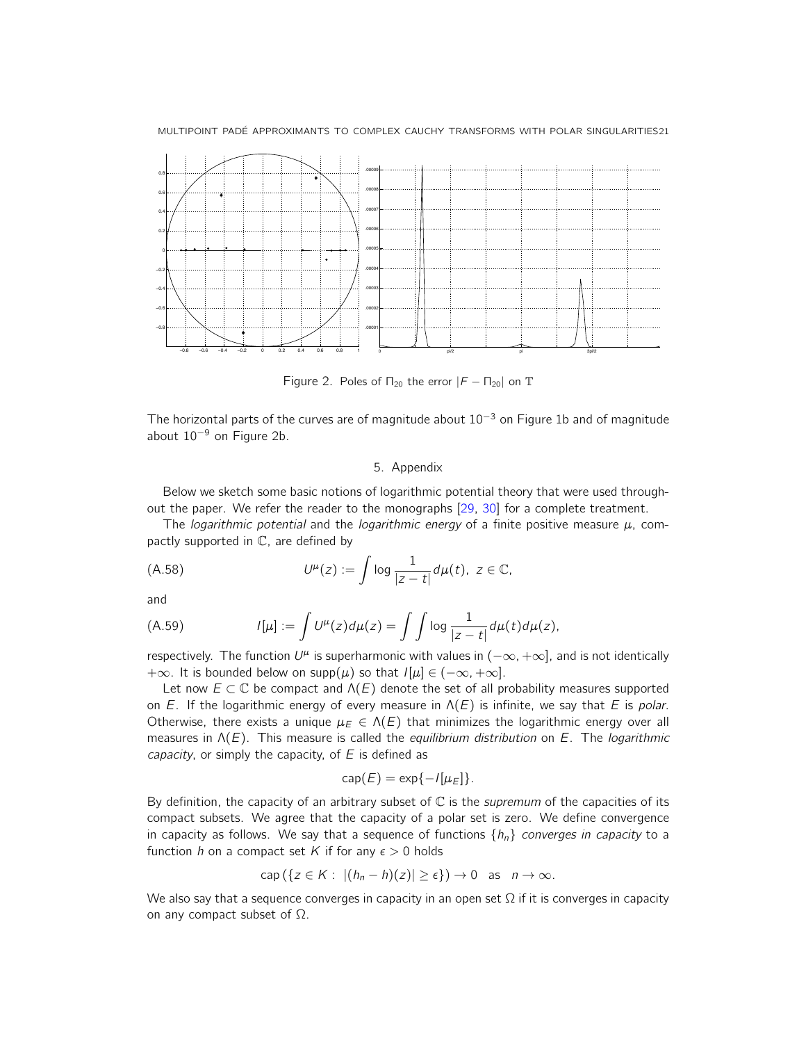Figure 2. Poles of $\Pi_{20}$ the error $|F - \Pi_{20}|$ on $\mathbb{T}$

The horizontal parts of the curves are of magnitude about $10^{-3}$ on Figure 1b and of magnitude about $10^{-9}$ on Figure 2b.

## 5. Appendix

Below we sketch some basic notions of logarithmic potential theory that were used throughout the paper. We refer the reader to the monographs [29, 30] for a complete treatment.

The *logarithmic potential* and the *logarithmic energy* of a finite positive measure $\mu$, compactly supported in $\mathbb{C}$, are defined by

$$U^\mu(z) := \int \log \frac{1}{|z-t|} d\mu(t), \quad z \in \mathbb{C}, \tag{A.58}$$

and

$$I[\mu] := \int U^\mu(z) d\mu(z) = \int \int \log \frac{1}{|z-t|} d\mu(t) d\mu(z), \tag{A.59}$$

respectively. The function $U^\mu$ is superharmonic with values in $(-\infty, +\infty]$, and is not identically $+\infty$. It is bounded below on $\text{supp}(\mu)$ so that $I[\mu] \in (-\infty, +\infty]$.

Let now $E \subset \mathbb{C}$ be compact and $\Lambda(E)$ denote the set of all probability measures supported on $E$. If the logarithmic energy of every measure in $\Lambda(E)$ is infinite, we say that $E$ is *polar*. Otherwise, there exists a unique $\mu_E \in \Lambda(E)$ that minimizes the logarithmic energy over all measures in $\Lambda(E)$. This measure is called the *equilibrium distribution* on $E$. The *logarithmic capacity*, or simply the capacity, of $E$ is defined as

$$\text{cap}(E) = \exp\{-I[\mu_E]\}.$$

By definition, the capacity of an arbitrary subset of $\mathbb{C}$ is the *supremum* of the capacities of its compact subsets. We agree that the capacity of a polar set is zero. We define convergence in capacity as follows. We say that a sequence of functions $\{h_n\}$ *converges in capacity* to a function $h$ on a compact set $K$ if for any $\epsilon > 0$ holds

$$\text{cap}\left(\{z \in K : \ |(h_n - h)(z)| \geq \epsilon\}\right) \to 0 \quad \text{as} \quad n \to \infty.$$

We also say that a sequence converges in capacity in an open set $\Omega$ if it is converges in capacity on any compact subset of $\Omega$.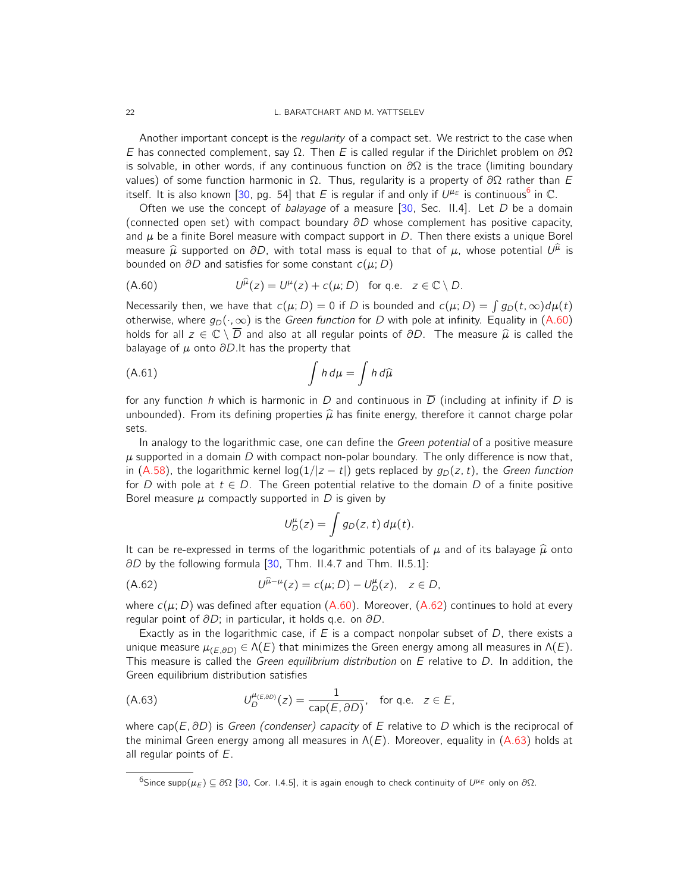Another important concept is the *regularity* of a compact set. We restrict to the case when $E$ has connected complement, say $\Omega$. Then $E$ is called regular if the Dirichlet problem on $\partial\Omega$ is solvable, in other words, if any continuous function on $\partial\Omega$ is the trace (limiting boundary values) of some function harmonic in $\Omega$. Thus, regularity is a property of $\partial\Omega$ rather than $E$ itself. It is also known [30, pg. 54] that $E$ is regular if and only if $U^{\mu_E}$ is continuous[6] in $\mathbb{C}$.

Often we use the concept of *balayage* of a measure [30, Sec. II.4]. Let $D$ be a domain (connected open set) with compact boundary $\partial D$ whose complement has positive capacity, and $\mu$ be a finite Borel measure with compact support in $D$. Then there exists a unique Borel measure $\widehat{\mu}$ supported on $\partial D$, with total mass is equal to that of $\mu$, whose potential $U^{\widehat{\mu}}$ is bounded on $\partial D$ and satisfies for some constant $c(\mu; D)$

$$U^{\widehat{\mu}}(z) = U^{\mu}(z) + c(\mu; D) \quad \text{for q.e.} \quad z \in \mathbb{C} \setminus D. \tag{A.60}$$

Necessarily then, we have that $c(\mu; D) = 0$ if $D$ is bounded and $c(\mu; D) = \int g_D(t, \infty) d\mu(t)$ otherwise, where $g_D(\cdot, \infty)$ is the *Green function* for $D$ with pole at infinity. Equality in (A.60) holds for all $z \in \mathbb{C} \setminus \overline{D}$ and also at all regular points of $\partial D$. The measure $\widehat{\mu}$ is called the balayage of $\mu$ onto $\partial D$.It has the property that

$$\int h \, d\mu = \int h \, d\widehat{\mu} \tag{A.61}$$

for any function $h$ which is harmonic in $D$ and continuous in $\overline{D}$ (including at infinity if $D$ is unbounded). From its defining properties $\widehat{\mu}$ has finite energy, therefore it cannot charge polar sets.

In analogy to the logarithmic case, one can define the *Green potential* of a positive measure $\mu$ supported in a domain $D$ with compact non-polar boundary. The only difference is now that, in (A.58), the logarithmic kernel $\log(1/|z-t|)$ gets replaced by $g_D(z, t)$, the *Green function* for $D$ with pole at $t \in D$. The Green potential relative to the domain $D$ of a finite positive Borel measure $\mu$ compactly supported in $D$ is given by

$$U_D^{\mu}(z) = \int g_D(z, t) \, d\mu(t).$$

It can be re-expressed in terms of the logarithmic potentials of $\mu$ and of its balayage $\widehat{\mu}$ onto $\partial D$ by the following formula [30, Thm. II.4.7 and Thm. II.5.1]:

$$U^{\widehat{\mu} - \mu}(z) = c(\mu; D) - U_D^{\mu}(z), \quad z \in D, \tag{A.62}$$

where $c(\mu; D)$ was defined after equation (A.60). Moreover, (A.62) continues to hold at every regular point of $\partial D$; in particular, it holds q.e. on $\partial D$.

Exactly as in the logarithmic case, if $E$ is a compact nonpolar subset of $D$, there exists a unique measure $\mu_{(E,\partial D)} \in \Lambda(E)$ that minimizes the Green energy among all measures in $\Lambda(E)$. This measure is called the *Green equilibrium distribution* on $E$ relative to $D$. In addition, the Green equilibrium distribution satisfies

$$U_D^{\mu_{(E,\partial D)}}(z) = \frac{1}{\text{cap}(E, \partial D)}, \quad \text{for q.e.} \quad z \in E, \tag{A.63}$$

where $\text{cap}(E, \partial D)$ is *Green (condenser) capacity* of $E$ relative to $D$ which is the reciprocal of the minimal Green energy among all measures in $\Lambda(E)$. Moreover, equality in (A.63) holds at all regular points of $E$.

[6] Since $\text{supp}(\mu_E) \subseteq \partial\Omega$ [30, Cor. I.4.5], it is again enough to check continuity of $U^{\mu_E}$ only on $\partial\Omega$.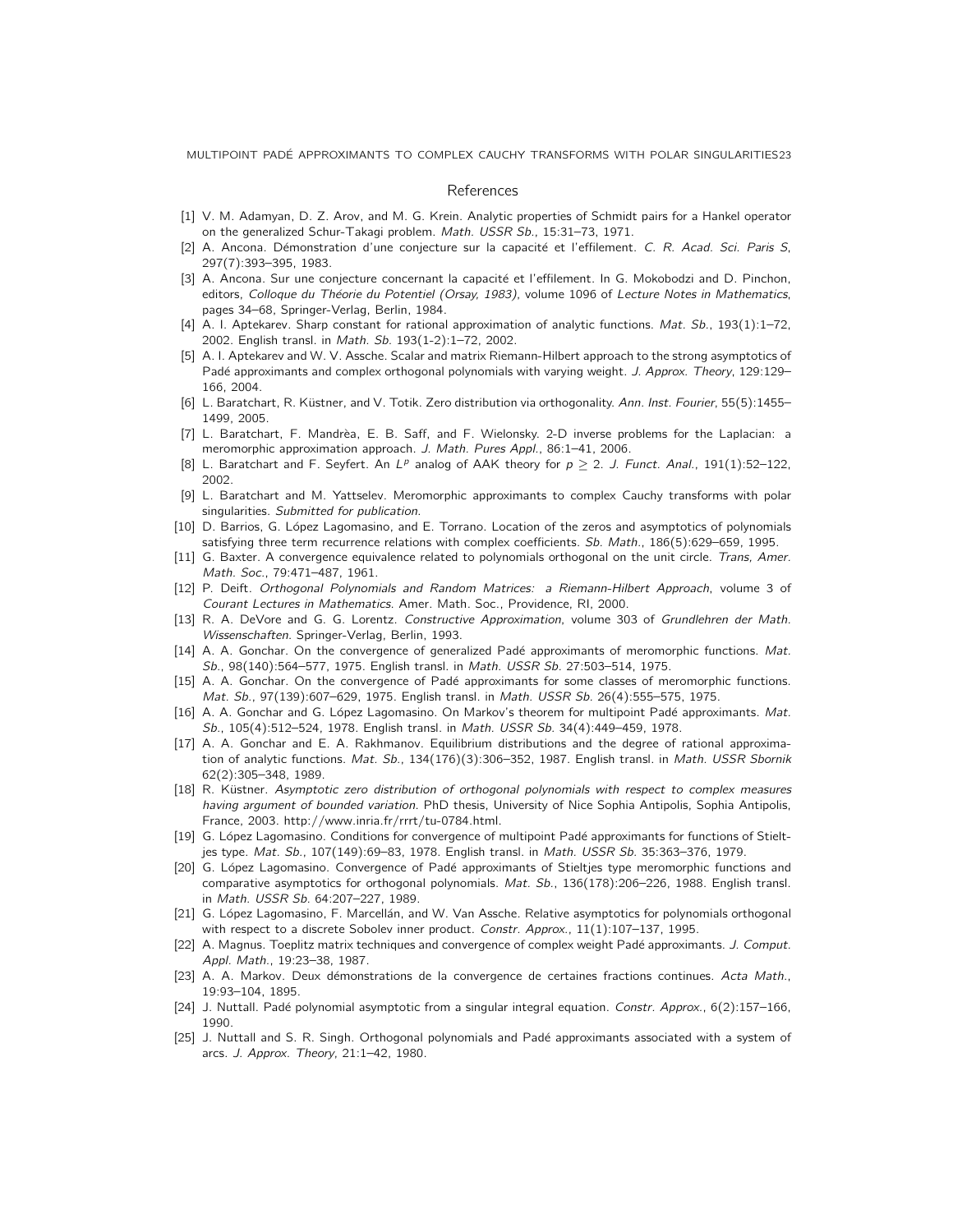## References

[1] V. M. Adamyan, D. Z. Arov, and M. G. Krein. Analytic properties of Schmidt pairs for a Hankel operator on the generalized Schur-Takagi problem. *Math. USSR Sb.*, 15:31–73, 1971.

[2] A. Ancona. Démonstration d'une conjecture sur la capacité et l'effilement. *C. R. Acad. Sci. Paris S*, 297(7):393–395, 1983.

[3] A. Ancona. Sur une conjecture concernant la capacité et l'effilement. In G. Mokobodzi and D. Pinchon, editors, *Colloque du Théorie du Potentiel (Orsay, 1983)*, volume 1096 of *Lecture Notes in Mathematics*, pages 34–68, Springer-Verlag, Berlin, 1984.

[4] A. I. Aptekarev. Sharp constant for rational approximation of analytic functions. *Mat. Sb.*, 193(1):1–72, 2002. English transl. in *Math. Sb.* 193(1-2):1–72, 2002.

[5] A. I. Aptekarev and W. V. Assche. Scalar and matrix Riemann-Hilbert approach to the strong asymptotics of Padé approximants and complex orthogonal polynomials with varying weight. *J. Approx. Theory*, 129:129–166, 2004.

[6] L. Baratchart, R. Küstner, and V. Totik. Zero distribution via orthogonality. *Ann. Inst. Fourier*, 55(5):1455–1499, 2005.

[7] L. Baratchart, F. Mandrèa, E. B. Saff, and F. Wielonsky. 2-D inverse problems for the Laplacian: a meromorphic approximation approach. *J. Math. Pures Appl.*, 86:1–41, 2006.

[8] L. Baratchart and F. Seyfert. An $L^p$ analog of AAK theory for $p \geq 2$. *J. Funct. Anal.*, 191(1):52–122, 2002.

[9] L. Baratchart and M. Yattselev. Meromorphic approximants to complex Cauchy transforms with polar singularities. *Submitted for publication.*

[10] D. Barrios, G. López Lagomasino, and E. Torrano. Location of the zeros and asymptotics of polynomials satisfying three term recurrence relations with complex coefficients. *Sb. Math.*, 186(5):629–659, 1995.

[11] G. Baxter. A convergence equivalence related to polynomials orthogonal on the unit circle. *Trans, Amer. Math. Soc.*, 79:471–487, 1961.

[12] P. Deift. *Orthogonal Polynomials and Random Matrices: a Riemann-Hilbert Approach*, volume 3 of *Courant Lectures in Mathematics*. Amer. Math. Soc., Providence, RI, 2000.

[13] R. A. DeVore and G. G. Lorentz. *Constructive Approximation*, volume 303 of *Grundlehren der Math. Wissenschaften*. Springer-Verlag, Berlin, 1993.

[14] A. A. Gonchar. On the convergence of generalized Padé approximants of meromorphic functions. *Mat. Sb.*, 98(140):564–577, 1975. English transl. in *Math. USSR Sb.* 27:503–514, 1975.

[15] A. A. Gonchar. On the convergence of Padé approximants for some classes of meromorphic functions. *Mat. Sb.*, 97(139):607–629, 1975. English transl. in *Math. USSR Sb.* 26(4):555–575, 1975.

[16] A. A. Gonchar and G. López Lagomasino. On Markov's theorem for multipoint Padé approximants. *Mat. Sb.*, 105(4):512–524, 1978. English transl. in *Math. USSR Sb.* 34(4):449–459, 1978.

[17] A. A. Gonchar and E. A. Rakhmanov. Equilibrium distributions and the degree of rational approximation of analytic functions. *Mat. Sb.*, 134(176)(3):306–352, 1987. English transl. in *Math. USSR Sbornik* 62(2):305–348, 1989.

[18] R. Küstner. *Asymptotic zero distribution of orthogonal polynomials with respect to complex measures having argument of bounded variation*. PhD thesis, University of Nice Sophia Antipolis, Sophia Antipolis, France, 2003. http://www.inria.fr/rrrt/tu-0784.html.

[19] G. López Lagomasino. Conditions for convergence of multipoint Padé approximants for functions of Stieltjes type. *Mat. Sb.*, 107(149):69–83, 1978. English transl. in *Math. USSR Sb.* 35:363–376, 1979.

[20] G. López Lagomasino. Convergence of Padé approximants of Stieltjes type meromorphic functions and comparative asymptotics for orthogonal polynomials. *Mat. Sb.*, 136(178):206–226, 1988. English transl. in *Math. USSR Sb.* 64:207–227, 1989.

[21] G. López Lagomasino, F. Marcellán, and W. Van Assche. Relative asymptotics for polynomials orthogonal with respect to a discrete Sobolev inner product. *Constr. Approx.*, 11(1):107–137, 1995.

[22] A. Magnus. Toeplitz matrix techniques and convergence of complex weight Padé approximants. *J. Comput. Appl. Math.*, 19:23–38, 1987.

[23] A. A. Markov. Deux démonstrations de la convergence de certaines fractions continues. *Acta Math.*, 19:93–104, 1895.

[24] J. Nuttall. Padé polynomial asymptotic from a singular integral equation. *Constr. Approx.*, 6(2):157–166, 1990.

[25] J. Nuttall and S. R. Singh. Orthogonal polynomials and Padé approximants associated with a system of arcs. *J. Approx. Theory*, 21:1–42, 1980.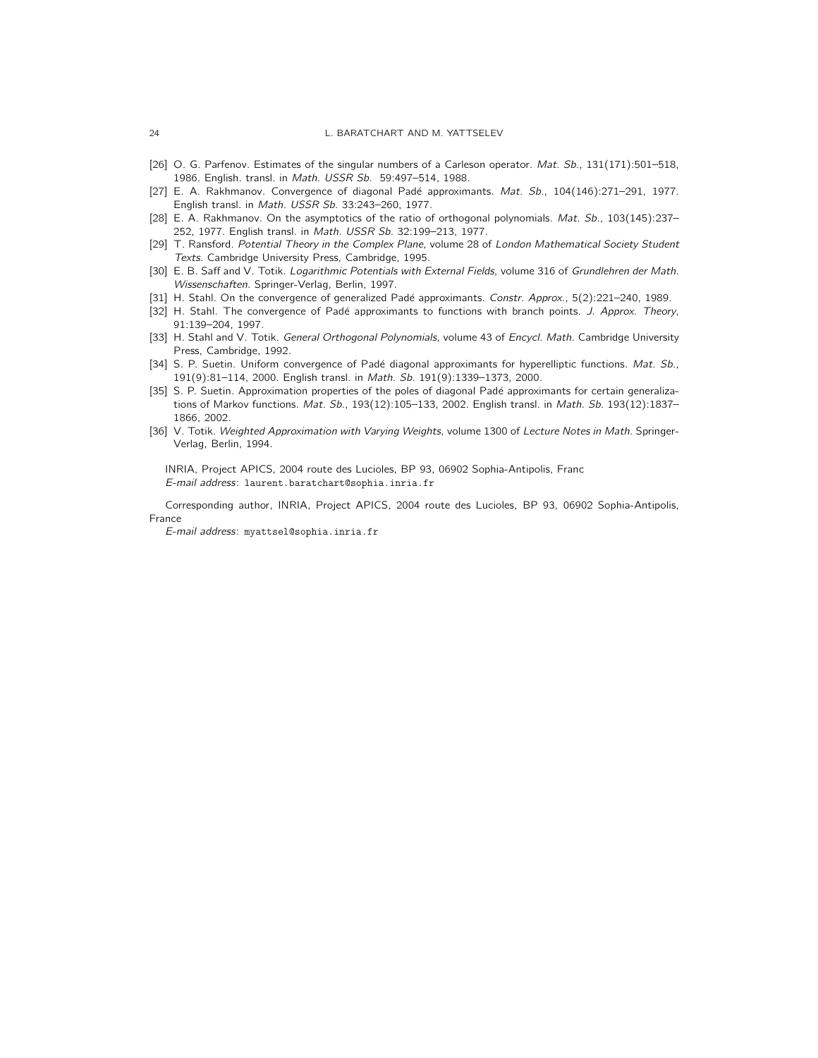[26] O. G. Parfenov. Estimates of the singular numbers of a Carleson operator. *Mat. Sb.*, 131(171):501–518, 1986. English. transl. in *Math. USSR Sb.* 59:497–514, 1988.

[27] E. A. Rakhmanov. Convergence of diagonal Padé approximants. *Mat. Sb.*, 104(146):271–291, 1977. English transl. in *Math. USSR Sb.* 33:243–260, 1977.

[28] E. A. Rakhmanov. On the asymptotics of the ratio of orthogonal polynomials. *Mat. Sb.*, 103(145):237–252, 1977. English transl. in *Math. USSR Sb.* 32:199–213, 1977.

[29] T. Ransford. *Potential Theory in the Complex Plane*, volume 28 of *London Mathematical Society Student Texts*. Cambridge University Press, Cambridge, 1995.

[30] E. B. Saff and V. Totik. *Logarithmic Potentials with External Fields*, volume 316 of *Grundlehren der Math. Wissenschaften*. Springer-Verlag, Berlin, 1997.

[31] H. Stahl. On the convergence of generalized Padé approximants. *Constr. Approx.*, 5(2):221–240, 1989.

[32] H. Stahl. The convergence of Padé approximants to functions with branch points. *J. Approx. Theory*, 91:139–204, 1997.

[33] H. Stahl and V. Totik. *General Orthogonal Polynomials*, volume 43 of *Encycl. Math.* Cambridge University Press, Cambridge, 1992.

[34] S. P. Suetin. Uniform convergence of Padé diagonal approximants for hyperelliptic functions. *Mat. Sb.*, 191(9):81–114, 2000. English transl. in *Math. Sb.* 191(9):1339–1373, 2000.

[35] S. P. Suetin. Approximation properties of the poles of diagonal Padé approximants for certain generalizations of Markov functions. *Mat. Sb.*, 193(12):105–133, 2002. English transl. in *Math. Sb.* 193(12):1837–1866, 2002.

[36] V. Totik. *Weighted Approximation with Varying Weights*, volume 1300 of *Lecture Notes in Math.* Springer-Verlag, Berlin, 1994.

INRIA, Project APICS, 2004 route des Lucioles, BP 93, 06902 Sophia-Antipolis, Franc
*E-mail address*: `laurent.baratchart@sophia.inria.fr`

Corresponding author, INRIA, Project APICS, 2004 route des Lucioles, BP 93, 06902 Sophia-Antipolis, France
*E-mail address*: `myattsel@sophia.inria.fr`